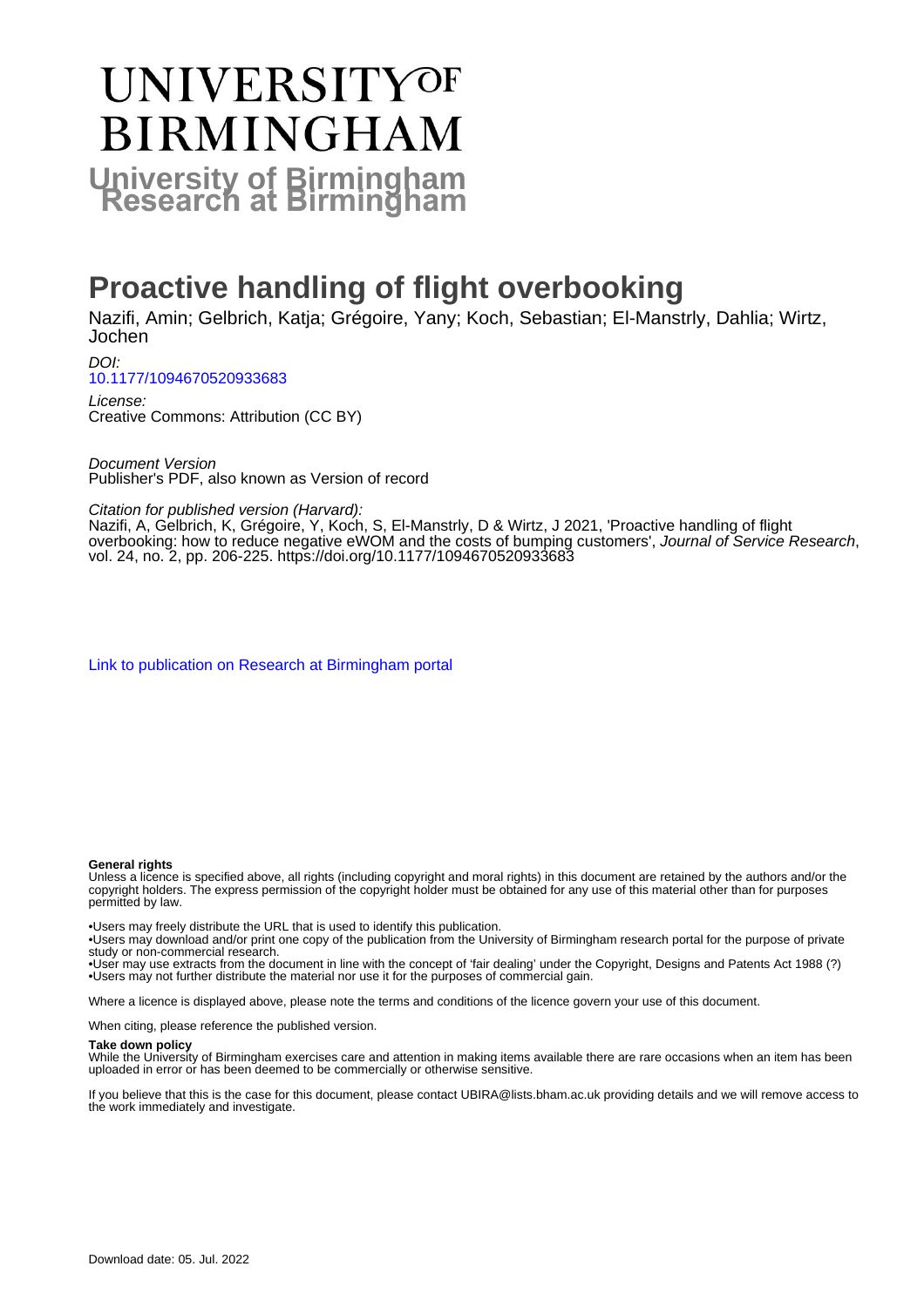# UNIVERSITY OF BIRMINGHAM

## University of Birmingham Research at Birmingham

# Proactive handling of flight overbooking

Nazifi, Amin; Gelbrich, Katja; Grégoire, Yany; Koch, Sebastian; El-Manstrly, Dahlia; Wirtz, Jochen

*DOI:*
[10.1177/1094670520933683](https://doi.org/10.1177/1094670520933683)

*License:*
Creative Commons: Attribution (CC BY)

*Document Version*
Publisher's PDF, also known as Version of record

*Citation for published version (Harvard):*
Nazifi, A, Gelbrich, K, Grégoire, Y, Koch, S, El-Manstrly, D & Wirtz, J 2021, 'Proactive handling of flight overbooking: how to reduce negative eWOM and the costs of bumping customers', *Journal of Service Research*, vol. 24, no. 2, pp. 206-225. https://doi.org/10.1177/1094670520933683

[Link to publication on Research at Birmingham portal]

**General rights**
Unless a licence is specified above, all rights (including copyright and moral rights) in this document are retained by the authors and/or the copyright holders. The express permission of the copyright holder must be obtained for any use of this material other than for purposes permitted by law.

•Users may freely distribute the URL that is used to identify this publication.
•Users may download and/or print one copy of the publication from the University of Birmingham research portal for the purpose of private study or non-commercial research.
•User may use extracts from the document in line with the concept of 'fair dealing' under the Copyright, Designs and Patents Act 1988 (?)
•Users may not further distribute the material nor use it for the purposes of commercial gain.

Where a licence is displayed above, please note the terms and conditions of the licence govern your use of this document.

When citing, please reference the published version.

**Take down policy**
While the University of Birmingham exercises care and attention in making items available there are rare occasions when an item has been uploaded in error or has been deemed to be commercially or otherwise sensitive.

If you believe that this is the case for this document, please contact UBIRA@lists.bham.ac.uk providing details and we will remove access to the work immediately and investigate.

Download date: 05. Jul. 2022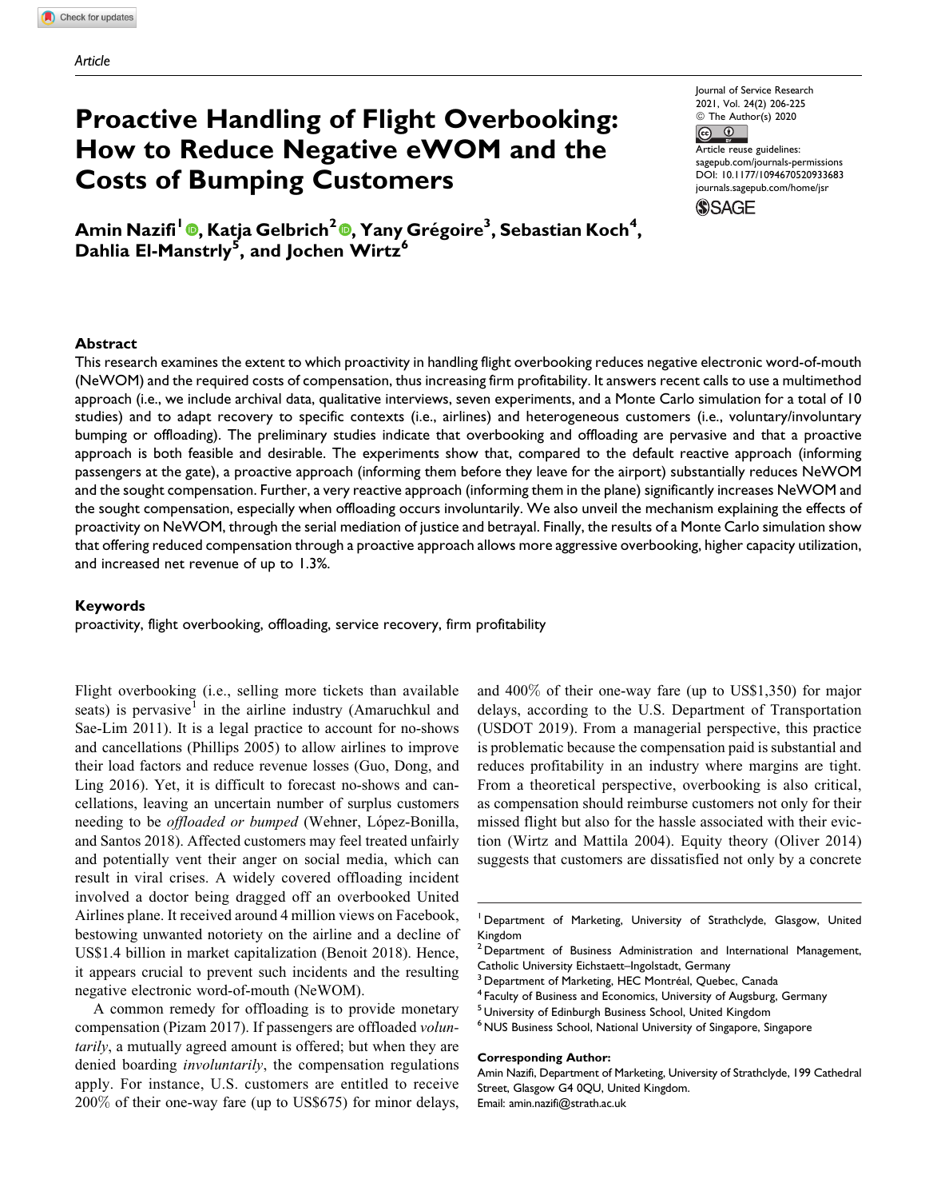Article

# Proactive Handling of Flight Overbooking: How to Reduce Negative eWOM and the Costs of Bumping Customers

Journal of Service Research
2021, Vol. 24(2) 206-225
© The Author(s) 2020
Article reuse guidelines:
sagepub.com/journals-permissions
DOI: 10.1177/1094670520933683
journals.sagepub.com/home/jsr

**Amin Nazifi[1], Katja Gelbrich[2], Yany Grégoire[3], Sebastian Koch[4], Dahlia El-Manstrly[5], and Jochen Wirtz[6]**

## Abstract

This research examines the extent to which proactivity in handling flight overbooking reduces negative electronic word-of-mouth (NeWOM) and the required costs of compensation, thus increasing firm profitability. It answers recent calls to use a multimethod approach (i.e., we include archival data, qualitative interviews, seven experiments, and a Monte Carlo simulation for a total of 10 studies) and to adapt recovery to specific contexts (i.e., airlines) and heterogeneous customers (i.e., voluntary/involuntary bumping or offloading). The preliminary studies indicate that overbooking and offloading are pervasive and that a proactive approach is both feasible and desirable. The experiments show that, compared to the default reactive approach (informing passengers at the gate), a proactive approach (informing them before they leave for the airport) substantially reduces NeWOM and the sought compensation. Further, a very reactive approach (informing them in the plane) significantly increases NeWOM and the sought compensation, especially when offloading occurs involuntarily. We also unveil the mechanism explaining the effects of proactivity on NeWOM, through the serial mediation of justice and betrayal. Finally, the results of a Monte Carlo simulation show that offering reduced compensation through a proactive approach allows more aggressive overbooking, higher capacity utilization, and increased net revenue of up to 1.3%.

## Keywords

proactivity, flight overbooking, offloading, service recovery, firm profitability

Flight overbooking (i.e., selling more tickets than available seats) is pervasive[1] in the airline industry (Amaruchkul and Sae-Lim 2011). It is a legal practice to account for no-shows and cancellations (Phillips 2005) to allow airlines to improve their load factors and reduce revenue losses (Guo, Dong, and Ling 2016). Yet, it is difficult to forecast no-shows and cancellations, leaving an uncertain number of surplus customers needing to be *offloaded or bumped* (Wehner, López-Bonilla, and Santos 2018). Affected customers may feel treated unfairly and potentially vent their anger on social media, which can result in viral crises. A widely covered offloading incident involved a doctor being dragged off an overbooked United Airlines plane. It received around 4 million views on Facebook, bestowing unwanted notoriety on the airline and a decline of US$1.4 billion in market capitalization (Benoit 2018). Hence, it appears crucial to prevent such incidents and the resulting negative electronic word-of-mouth (NeWOM).

A common remedy for offloading is to provide monetary compensation (Pizam 2017). If passengers are offloaded *voluntarily*, a mutually agreed amount is offered; but when they are denied boarding *involuntarily*, the compensation regulations apply. For instance, U.S. customers are entitled to receive 200% of their one-way fare (up to US$675) for minor delays, and 400% of their one-way fare (up to US$1,350) for major delays, according to the U.S. Department of Transportation (USDOT 2019). From a managerial perspective, this practice is problematic because the compensation paid is substantial and reduces profitability in an industry where margins are tight. From a theoretical perspective, overbooking is also critical, as compensation should reimburse customers not only for their missed flight but also for the hassle associated with their eviction (Wirtz and Mattila 2004). Equity theory (Oliver 2014) suggests that customers are dissatisfied not only by a concrete

[1] Department of Marketing, University of Strathclyde, Glasgow, United Kingdom
[2] Department of Business Administration and International Management, Catholic University Eichstaett–Ingolstadt, Germany
[3] Department of Marketing, HEC Montréal, Quebec, Canada
[4] Faculty of Business and Economics, University of Augsburg, Germany
[5] University of Edinburgh Business School, United Kingdom
[6] NUS Business School, National University of Singapore, Singapore

**Corresponding Author:**
Amin Nazifi, Department of Marketing, University of Strathclyde, 199 Cathedral Street, Glasgow G4 0QU, United Kingdom.
Email: amin.nazifi@strath.ac.uk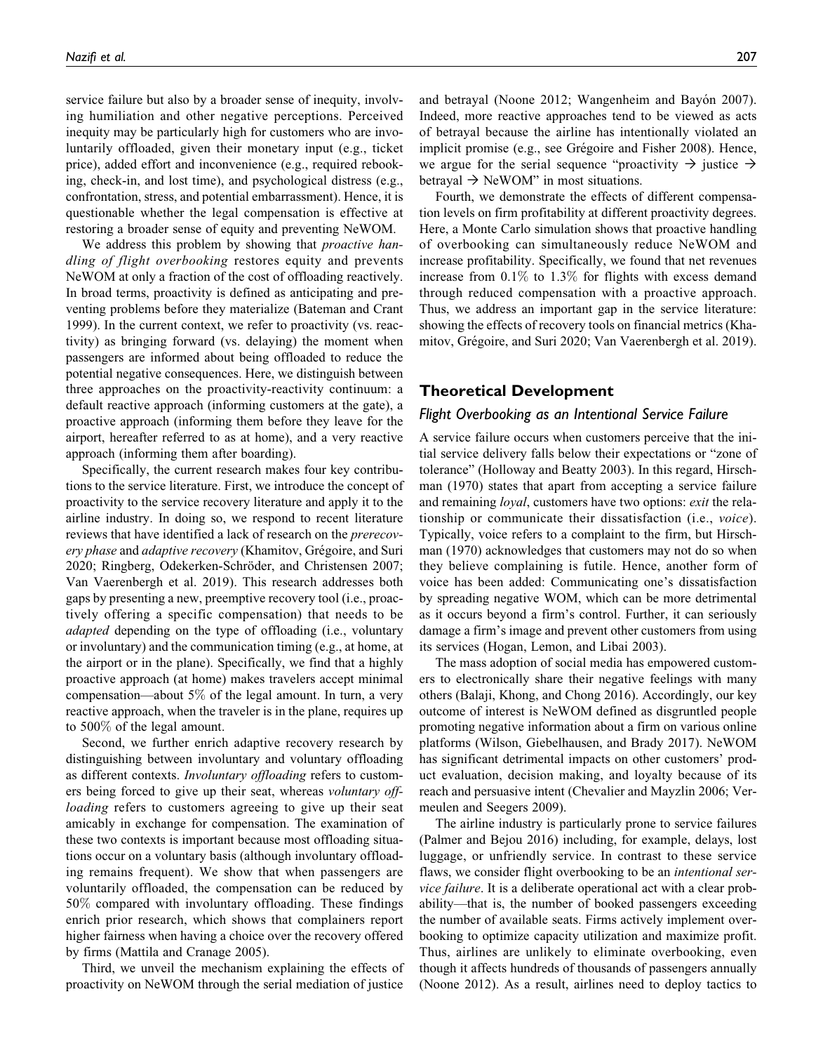service failure but also by a broader sense of inequity, involving humiliation and other negative perceptions. Perceived inequity may be particularly high for customers who are involuntarily offloaded, given their monetary input (e.g., ticket price), added effort and inconvenience (e.g., required rebooking, check-in, and lost time), and psychological distress (e.g., confrontation, stress, and potential embarrassment). Hence, it is questionable whether the legal compensation is effective at restoring a broader sense of equity and preventing NeWOM.

We address this problem by showing that *proactive handling of flight overbooking* restores equity and prevents NeWOM at only a fraction of the cost of offloading reactively. In broad terms, proactivity is defined as anticipating and preventing problems before they materialize (Bateman and Crant 1999). In the current context, we refer to proactivity (vs. reactivity) as bringing forward (vs. delaying) the moment when passengers are informed about being offloaded to reduce the potential negative consequences. Here, we distinguish between three approaches on the proactivity-reactivity continuum: a default reactive approach (informing customers at the gate), a proactive approach (informing them before they leave for the airport, hereafter referred to as at home), and a very reactive approach (informing them after boarding).

Specifically, the current research makes four key contributions to the service literature. First, we introduce the concept of proactivity to the service recovery literature and apply it to the airline industry. In doing so, we respond to recent literature reviews that have identified a lack of research on the *prerecovery phase* and *adaptive recovery* (Khamitov, Grégoire, and Suri 2020; Ringberg, Odekerken-Schröder, and Christensen 2007; Van Vaerenbergh et al. 2019). This research addresses both gaps by presenting a new, preemptive recovery tool (i.e., proactively offering a specific compensation) that needs to be *adapted* depending on the type of offloading (i.e., voluntary or involuntary) and the communication timing (e.g., at home, at the airport or in the plane). Specifically, we find that a highly proactive approach (at home) makes travelers accept minimal compensation—about 5% of the legal amount. In turn, a very reactive approach, when the traveler is in the plane, requires up to 500% of the legal amount.

Second, we further enrich adaptive recovery research by distinguishing between involuntary and voluntary offloading as different contexts. *Involuntary offloading* refers to customers being forced to give up their seat, whereas *voluntary offloading* refers to customers agreeing to give up their seat amicably in exchange for compensation. The examination of these two contexts is important because most offloading situations occur on a voluntary basis (although involuntary offloading remains frequent). We show that when passengers are voluntarily offloaded, the compensation can be reduced by 50% compared with involuntary offloading. These findings enrich prior research, which shows that complainers report higher fairness when having a choice over the recovery offered by firms (Mattila and Cranage 2005).

Third, we unveil the mechanism explaining the effects of proactivity on NeWOM through the serial mediation of justice and betrayal (Noone 2012; Wangenheim and Bayón 2007). Indeed, more reactive approaches tend to be viewed as acts of betrayal because the airline has intentionally violated an implicit promise (e.g., see Grégoire and Fisher 2008). Hence, we argue for the serial sequence "proactivity → justice → betrayal → NeWOM" in most situations.

Fourth, we demonstrate the effects of different compensation levels on firm profitability at different proactivity degrees. Here, a Monte Carlo simulation shows that proactive handling of overbooking can simultaneously reduce NeWOM and increase profitability. Specifically, we found that net revenues increase from 0.1% to 1.3% for flights with excess demand through reduced compensation with a proactive approach. Thus, we address an important gap in the service literature: showing the effects of recovery tools on financial metrics (Khamitov, Grégoire, and Suri 2020; Van Vaerenbergh et al. 2019).

## Theoretical Development

### Flight Overbooking as an Intentional Service Failure

A service failure occurs when customers perceive that the initial service delivery falls below their expectations or "zone of tolerance" (Holloway and Beatty 2003). In this regard, Hirschman (1970) states that apart from accepting a service failure and remaining *loyal*, customers have two options: *exit* the relationship or communicate their dissatisfaction (i.e., *voice*). Typically, voice refers to a complaint to the firm, but Hirschman (1970) acknowledges that customers may not do so when they believe complaining is futile. Hence, another form of voice has been added: Communicating one's dissatisfaction by spreading negative WOM, which can be more detrimental as it occurs beyond a firm's control. Further, it can seriously damage a firm's image and prevent other customers from using its services (Hogan, Lemon, and Libai 2003).

The mass adoption of social media has empowered customers to electronically share their negative feelings with many others (Balaji, Khong, and Chong 2016). Accordingly, our key outcome of interest is NeWOM defined as disgruntled people promoting negative information about a firm on various online platforms (Wilson, Giebelhausen, and Brady 2017). NeWOM has significant detrimental impacts on other customers' product evaluation, decision making, and loyalty because of its reach and persuasive intent (Chevalier and Mayzlin 2006; Vermeulen and Seegers 2009).

The airline industry is particularly prone to service failures (Palmer and Bejou 2016) including, for example, delays, lost luggage, or unfriendly service. In contrast to these service flaws, we consider flight overbooking to be an *intentional service failure*. It is a deliberate operational act with a clear probability—that is, the number of booked passengers exceeding the number of available seats. Firms actively implement overbooking to optimize capacity utilization and maximize profit. Thus, airlines are unlikely to eliminate overbooking, even though it affects hundreds of thousands of passengers annually (Noone 2012). As a result, airlines need to deploy tactics to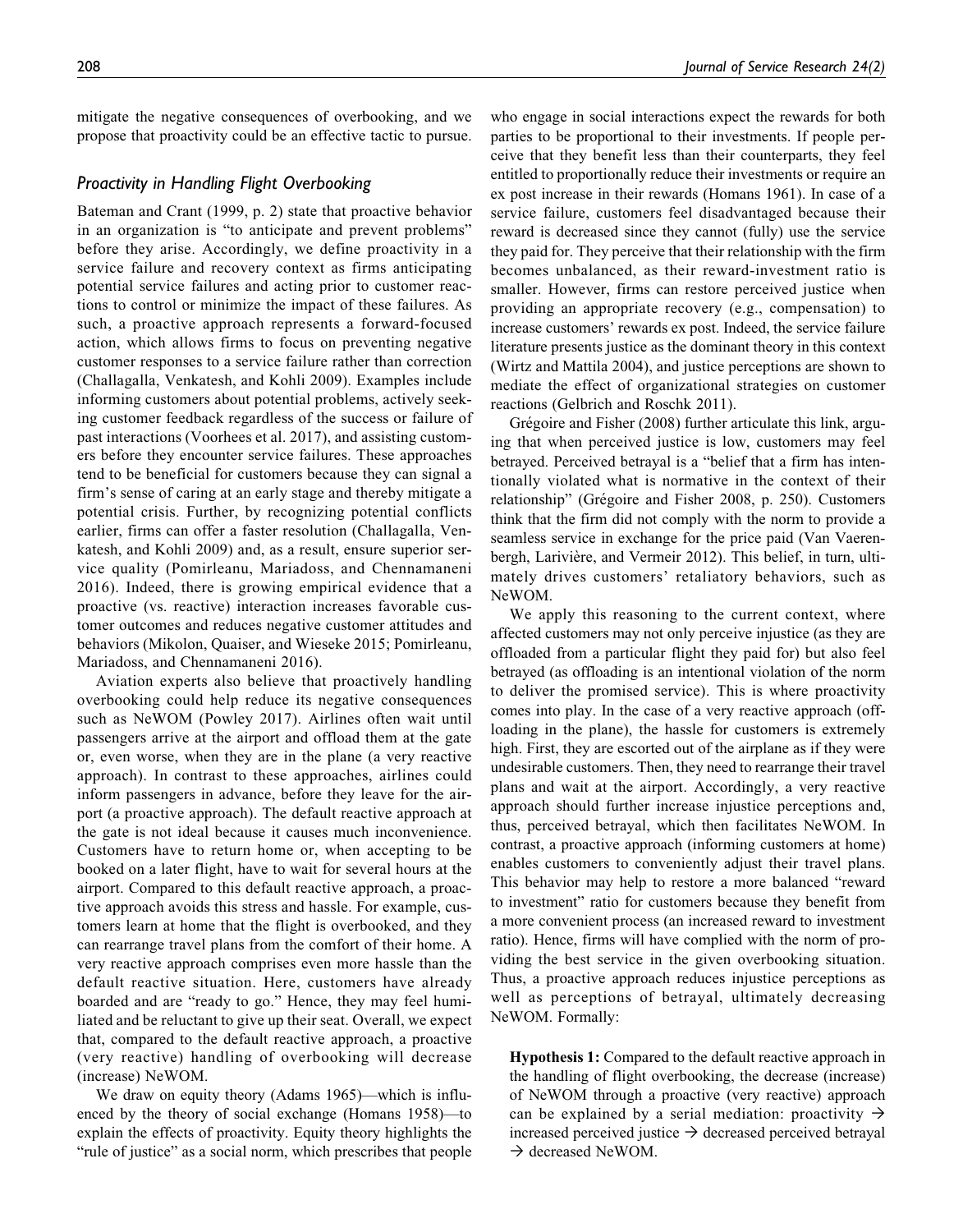mitigate the negative consequences of overbooking, and we propose that proactivity could be an effective tactic to pursue.

### Proactivity in Handling Flight Overbooking

Bateman and Crant (1999, p. 2) state that proactive behavior in an organization is "to anticipate and prevent problems" before they arise. Accordingly, we define proactivity in a service failure and recovery context as firms anticipating potential service failures and acting prior to customer reactions to control or minimize the impact of these failures. As such, a proactive approach represents a forward-focused action, which allows firms to focus on preventing negative customer responses to a service failure rather than correction (Challagalla, Venkatesh, and Kohli 2009). Examples include informing customers about potential problems, actively seeking customer feedback regardless of the success or failure of past interactions (Voorhees et al. 2017), and assisting customers before they encounter service failures. These approaches tend to be beneficial for customers because they can signal a firm's sense of caring at an early stage and thereby mitigate a potential crisis. Further, by recognizing potential conflicts earlier, firms can offer a faster resolution (Challagalla, Venkatesh, and Kohli 2009) and, as a result, ensure superior service quality (Pomirleanu, Mariadoss, and Chennamaneni 2016). Indeed, there is growing empirical evidence that a proactive (vs. reactive) interaction increases favorable customer outcomes and reduces negative customer attitudes and behaviors (Mikolon, Quaiser, and Wieseke 2015; Pomirleanu, Mariadoss, and Chennamaneni 2016).

Aviation experts also believe that proactively handling overbooking could help reduce its negative consequences such as NeWOM (Powley 2017). Airlines often wait until passengers arrive at the airport and offload them at the gate or, even worse, when they are in the plane (a very reactive approach). In contrast to these approaches, airlines could inform passengers in advance, before they leave for the airport (a proactive approach). The default reactive approach at the gate is not ideal because it causes much inconvenience. Customers have to return home or, when accepting to be booked on a later flight, have to wait for several hours at the airport. Compared to this default reactive approach, a proactive approach avoids this stress and hassle. For example, customers learn at home that the flight is overbooked, and they can rearrange travel plans from the comfort of their home. A very reactive approach comprises even more hassle than the default reactive situation. Here, customers have already boarded and are "ready to go." Hence, they may feel humiliated and be reluctant to give up their seat. Overall, we expect that, compared to the default reactive approach, a proactive (very reactive) handling of overbooking will decrease (increase) NeWOM.

We draw on equity theory (Adams 1965)—which is influenced by the theory of social exchange (Homans 1958)—to explain the effects of proactivity. Equity theory highlights the "rule of justice" as a social norm, which prescribes that people who engage in social interactions expect the rewards for both parties to be proportional to their investments. If people perceive that they benefit less than their counterparts, they feel entitled to proportionally reduce their investments or require an ex post increase in their rewards (Homans 1961). In case of a service failure, customers feel disadvantaged because their reward is decreased since they cannot (fully) use the service they paid for. They perceive that their relationship with the firm becomes unbalanced, as their reward-investment ratio is smaller. However, firms can restore perceived justice when providing an appropriate recovery (e.g., compensation) to increase customers' rewards ex post. Indeed, the service failure literature presents justice as the dominant theory in this context (Wirtz and Mattila 2004), and justice perceptions are shown to mediate the effect of organizational strategies on customer reactions (Gelbrich and Roschk 2011).

Grégoire and Fisher (2008) further articulate this link, arguing that when perceived justice is low, customers may feel betrayed. Perceived betrayal is a "belief that a firm has intentionally violated what is normative in the context of their relationship" (Grégoire and Fisher 2008, p. 250). Customers think that the firm did not comply with the norm to provide a seamless service in exchange for the price paid (Van Vaerenbergh, Larivière, and Vermeir 2012). This belief, in turn, ultimately drives customers' retaliatory behaviors, such as NeWOM.

We apply this reasoning to the current context, where affected customers may not only perceive injustice (as they are offloaded from a particular flight they paid for) but also feel betrayed (as offloading is an intentional violation of the norm to deliver the promised service). This is where proactivity comes into play. In the case of a very reactive approach (offloading in the plane), the hassle for customers is extremely high. First, they are escorted out of the airplane as if they were undesirable customers. Then, they need to rearrange their travel plans and wait at the airport. Accordingly, a very reactive approach should further increase injustice perceptions and, thus, perceived betrayal, which then facilitates NeWOM. In contrast, a proactive approach (informing customers at home) enables customers to conveniently adjust their travel plans. This behavior may help to restore a more balanced "reward to investment" ratio for customers because they benefit from a more convenient process (an increased reward to investment ratio). Hence, firms will have complied with the norm of providing the best service in the given overbooking situation. Thus, a proactive approach reduces injustice perceptions as well as perceptions of betrayal, ultimately decreasing NeWOM. Formally:

> **Hypothesis 1:** Compared to the default reactive approach in the handling of flight overbooking, the decrease (increase) of NeWOM through a proactive (very reactive) approach can be explained by a serial mediation: proactivity → increased perceived justice → decreased perceived betrayal → decreased NeWOM.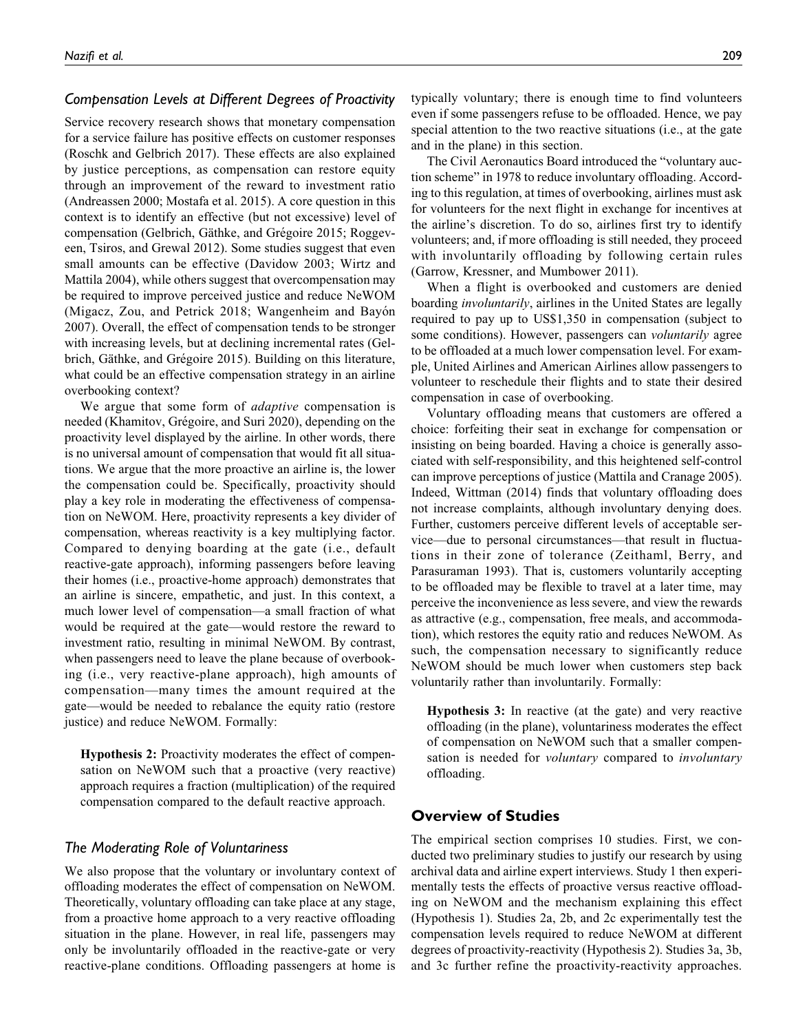### *Compensation Levels at Different Degrees of Proactivity*

Service recovery research shows that monetary compensation for a service failure has positive effects on customer responses (Roschk and Gelbrich 2017). These effects are also explained by justice perceptions, as compensation can restore equity through an improvement of the reward to investment ratio (Andreassen 2000; Mostafa et al. 2015). A core question in this context is to identify an effective (but not excessive) level of compensation (Gelbrich, Gäthke, and Grégoire 2015; Roggeveen, Tsiros, and Grewal 2012). Some studies suggest that even small amounts can be effective (Davidow 2003; Wirtz and Mattila 2004), while others suggest that overcompensation may be required to improve perceived justice and reduce NeWOM (Migacz, Zou, and Petrick 2018; Wangenheim and Bayón 2007). Overall, the effect of compensation tends to be stronger with increasing levels, but at declining incremental rates (Gelbrich, Gäthke, and Grégoire 2015). Building on this literature, what could be an effective compensation strategy in an airline overbooking context?

We argue that some form of *adaptive* compensation is needed (Khamitov, Grégoire, and Suri 2020), depending on the proactivity level displayed by the airline. In other words, there is no universal amount of compensation that would fit all situations. We argue that the more proactive an airline is, the lower the compensation could be. Specifically, proactivity should play a key role in moderating the effectiveness of compensation on NeWOM. Here, proactivity represents a key divider of compensation, whereas reactivity is a key multiplying factor. Compared to denying boarding at the gate (i.e., default reactive-gate approach), informing passengers before leaving their homes (i.e., proactive-home approach) demonstrates that an airline is sincere, empathetic, and just. In this context, a much lower level of compensation—a small fraction of what would be required at the gate—would restore the reward to investment ratio, resulting in minimal NeWOM. By contrast, when passengers need to leave the plane because of overbooking (i.e., very reactive-plane approach), high amounts of compensation—many times the amount required at the gate—would be needed to rebalance the equity ratio (restore justice) and reduce NeWOM. Formally:

> **Hypothesis 2:** Proactivity moderates the effect of compensation on NeWOM such that a proactive (very reactive) approach requires a fraction (multiplication) of the required compensation compared to the default reactive approach.

### *The Moderating Role of Voluntariness*

We also propose that the voluntary or involuntary context of offloading moderates the effect of compensation on NeWOM. Theoretically, voluntary offloading can take place at any stage, from a proactive home approach to a very reactive offloading situation in the plane. However, in real life, passengers may only be involuntarily offloaded in the reactive-gate or very reactive-plane conditions. Offloading passengers at home is typically voluntary; there is enough time to find volunteers even if some passengers refuse to be offloaded. Hence, we pay special attention to the two reactive situations (i.e., at the gate and in the plane) in this section.

The Civil Aeronautics Board introduced the "voluntary auction scheme" in 1978 to reduce involuntary offloading. According to this regulation, at times of overbooking, airlines must ask for volunteers for the next flight in exchange for incentives at the airline's discretion. To do so, airlines first try to identify volunteers; and, if more offloading is still needed, they proceed with involuntarily offloading by following certain rules (Garrow, Kressner, and Mumbower 2011).

When a flight is overbooked and customers are denied boarding *involuntarily*, airlines in the United States are legally required to pay up to US$1,350 in compensation (subject to some conditions). However, passengers can *voluntarily* agree to be offloaded at a much lower compensation level. For example, United Airlines and American Airlines allow passengers to volunteer to reschedule their flights and to state their desired compensation in case of overbooking.

Voluntary offloading means that customers are offered a choice: forfeiting their seat in exchange for compensation or insisting on being boarded. Having a choice is generally associated with self-responsibility, and this heightened self-control can improve perceptions of justice (Mattila and Cranage 2005). Indeed, Wittman (2014) finds that voluntary offloading does not increase complaints, although involuntary denying does. Further, customers perceive different levels of acceptable service—due to personal circumstances—that result in fluctuations in their zone of tolerance (Zeithaml, Berry, and Parasuraman 1993). That is, customers voluntarily accepting to be offloaded may be flexible to travel at a later time, may perceive the inconvenience as less severe, and view the rewards as attractive (e.g., compensation, free meals, and accommodation), which restores the equity ratio and reduces NeWOM. As such, the compensation necessary to significantly reduce NeWOM should be much lower when customers step back voluntarily rather than involuntarily. Formally:

> **Hypothesis 3:** In reactive (at the gate) and very reactive offloading (in the plane), voluntariness moderates the effect of compensation on NeWOM such that a smaller compensation is needed for *voluntary* compared to *involuntary* offloading.

## Overview of Studies

The empirical section comprises 10 studies. First, we conducted two preliminary studies to justify our research by using archival data and airline expert interviews. Study 1 then experimentally tests the effects of proactive versus reactive offloading on NeWOM and the mechanism explaining this effect (Hypothesis 1). Studies 2a, 2b, and 2c experimentally test the compensation levels required to reduce NeWOM at different degrees of proactivity-reactivity (Hypothesis 2). Studies 3a, 3b, and 3c further refine the proactivity-reactivity approaches.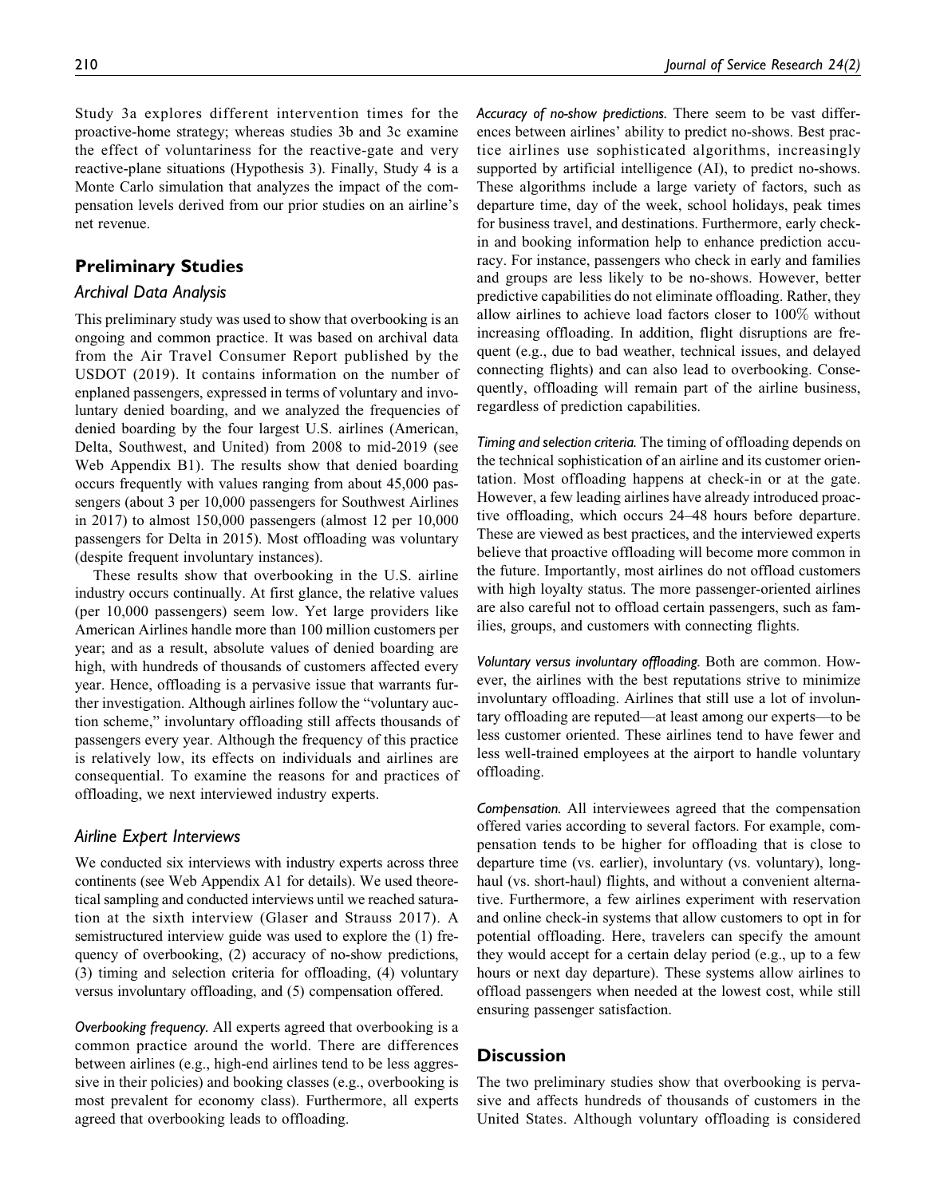Study 3a explores different intervention times for the proactive-home strategy; whereas studies 3b and 3c examine the effect of voluntariness for the reactive-gate and very reactive-plane situations (Hypothesis 3). Finally, Study 4 is a Monte Carlo simulation that analyzes the impact of the compensation levels derived from our prior studies on an airline's net revenue.

## Preliminary Studies

### Archival Data Analysis

This preliminary study was used to show that overbooking is an ongoing and common practice. It was based on archival data from the Air Travel Consumer Report published by the USDOT (2019). It contains information on the number of enplaned passengers, expressed in terms of voluntary and involuntary denied boarding, and we analyzed the frequencies of denied boarding by the four largest U.S. airlines (American, Delta, Southwest, and United) from 2008 to mid-2019 (see Web Appendix B1). The results show that denied boarding occurs frequently with values ranging from about 45,000 passengers (about 3 per 10,000 passengers for Southwest Airlines in 2017) to almost 150,000 passengers (almost 12 per 10,000 passengers for Delta in 2015). Most offloading was voluntary (despite frequent involuntary instances).

These results show that overbooking in the U.S. airline industry occurs continually. At first glance, the relative values (per 10,000 passengers) seem low. Yet large providers like American Airlines handle more than 100 million customers per year; and as a result, absolute values of denied boarding are high, with hundreds of thousands of customers affected every year. Hence, offloading is a pervasive issue that warrants further investigation. Although airlines follow the "voluntary auction scheme," involuntary offloading still affects thousands of passengers every year. Although the frequency of this practice is relatively low, its effects on individuals and airlines are consequential. To examine the reasons for and practices of offloading, we next interviewed industry experts.

### Airline Expert Interviews

We conducted six interviews with industry experts across three continents (see Web Appendix A1 for details). We used theoretical sampling and conducted interviews until we reached saturation at the sixth interview (Glaser and Strauss 2017). A semistructured interview guide was used to explore the (1) frequency of overbooking, (2) accuracy of no-show predictions, (3) timing and selection criteria for offloading, (4) voluntary versus involuntary offloading, and (5) compensation offered.

*Overbooking frequency.* All experts agreed that overbooking is a common practice around the world. There are differences between airlines (e.g., high-end airlines tend to be less aggressive in their policies) and booking classes (e.g., overbooking is most prevalent for economy class). Furthermore, all experts agreed that overbooking leads to offloading.

*Accuracy of no-show predictions.* There seem to be vast differences between airlines' ability to predict no-shows. Best practice airlines use sophisticated algorithms, increasingly supported by artificial intelligence (AI), to predict no-shows. These algorithms include a large variety of factors, such as departure time, day of the week, school holidays, peak times for business travel, and destinations. Furthermore, early check-in and booking information help to enhance prediction accuracy. For instance, passengers who check in early and families and groups are less likely to be no-shows. However, better predictive capabilities do not eliminate offloading. Rather, they allow airlines to achieve load factors closer to 100% without increasing offloading. In addition, flight disruptions are frequent (e.g., due to bad weather, technical issues, and delayed connecting flights) and can also lead to overbooking. Consequently, offloading will remain part of the airline business, regardless of prediction capabilities.

*Timing and selection criteria.* The timing of offloading depends on the technical sophistication of an airline and its customer orientation. Most offloading happens at check-in or at the gate. However, a few leading airlines have already introduced proactive offloading, which occurs 24–48 hours before departure. These are viewed as best practices, and the interviewed experts believe that proactive offloading will become more common in the future. Importantly, most airlines do not offload customers with high loyalty status. The more passenger-oriented airlines are also careful not to offload certain passengers, such as families, groups, and customers with connecting flights.

*Voluntary versus involuntary offloading.* Both are common. However, the airlines with the best reputations strive to minimize involuntary offloading. Airlines that still use a lot of involuntary offloading are reputed—at least among our experts—to be less customer oriented. These airlines tend to have fewer and less well-trained employees at the airport to handle voluntary offloading.

*Compensation.* All interviewees agreed that the compensation offered varies according to several factors. For example, compensation tends to be higher for offloading that is close to departure time (vs. earlier), involuntary (vs. voluntary), long-haul (vs. short-haul) flights, and without a convenient alternative. Furthermore, a few airlines experiment with reservation and online check-in systems that allow customers to opt in for potential offloading. Here, travelers can specify the amount they would accept for a certain delay period (e.g., up to a few hours or next day departure). These systems allow airlines to offload passengers when needed at the lowest cost, while still ensuring passenger satisfaction.

## Discussion

The two preliminary studies show that overbooking is pervasive and affects hundreds of thousands of customers in the United States. Although voluntary offloading is considered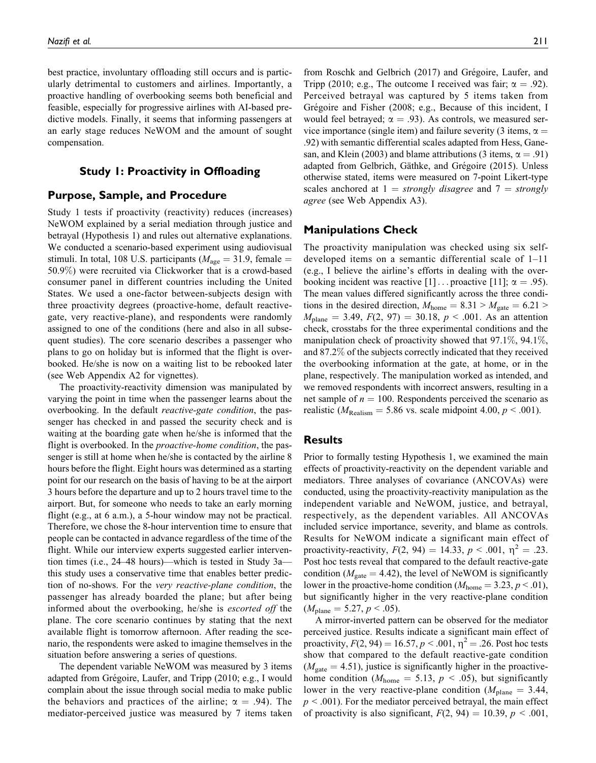best practice, involuntary offloading still occurs and is particularly detrimental to customers and airlines. Importantly, a proactive handling of overbooking seems both beneficial and feasible, especially for progressive airlines with AI-based predictive models. Finally, it seems that informing passengers at an early stage reduces NeWOM and the amount of sought compensation.

## Study 1: Proactivity in Offloading

### Purpose, Sample, and Procedure

Study 1 tests if proactivity (reactivity) reduces (increases) NeWOM explained by a serial mediation through justice and betrayal (Hypothesis 1) and rules out alternative explanations. We conducted a scenario-based experiment using audiovisual stimuli. In total, 108 U.S. participants ($M_{age} = 31.9$, female = 50.9%) were recruited via Clickworker that is a crowd-based consumer panel in different countries including the United States. We used a one-factor between-subjects design with three proactivity degrees (proactive-home, default reactive-gate, very reactive-plane), and respondents were randomly assigned to one of the conditions (here and also in all subsequent studies). The core scenario describes a passenger who plans to go on holiday but is informed that the flight is overbooked. He/she is now on a waiting list to be rebooked later (see Web Appendix A2 for vignettes).

The proactivity-reactivity dimension was manipulated by varying the point in time when the passenger learns about the overbooking. In the default *reactive-gate condition*, the passenger has checked in and passed the security check and is waiting at the boarding gate when he/she is informed that the flight is overbooked. In the *proactive-home condition*, the passenger is still at home when he/she is contacted by the airline 8 hours before the flight. Eight hours was determined as a starting point for our research on the basis of having to be at the airport 3 hours before the departure and up to 2 hours travel time to the airport. But, for someone who needs to take an early morning flight (e.g., at 6 a.m.), a 5-hour window may not be practical. Therefore, we chose the 8-hour intervention time to ensure that people can be contacted in advance regardless of the time of the flight. While our interview experts suggested earlier intervention times (i.e., 24–48 hours)—which is tested in Study 3a—this study uses a conservative time that enables better prediction of no-shows. For the *very reactive-plane condition*, the passenger has already boarded the plane; but after being informed about the overbooking, he/she is *escorted off* the plane. The core scenario continues by stating that the next available flight is tomorrow afternoon. After reading the scenario, the respondents were asked to imagine themselves in the situation before answering a series of questions.

The dependent variable NeWOM was measured by 3 items adapted from Grégoire, Laufer, and Tripp (2010; e.g., I would complain about the issue through social media to make public the behaviors and practices of the airline; $\alpha = .94$). The mediator-perceived justice was measured by 7 items taken from Roschk and Gelbrich (2017) and Grégoire, Laufer, and Tripp (2010; e.g., The outcome I received was fair; $\alpha = .92$). Perceived betrayal was captured by 5 items taken from Grégoire and Fisher (2008; e.g., Because of this incident, I would feel betrayed; $\alpha = .93$). As controls, we measured service importance (single item) and failure severity (3 items, $\alpha = .92$) with semantic differential scales adapted from Hess, Ganesan, and Klein (2003) and blame attributions (3 items, $\alpha = .91$) adapted from Gelbrich, Gäthke, and Grégoire (2015). Unless otherwise stated, items were measured on 7-point Likert-type scales anchored at 1 = *strongly disagree* and 7 = *strongly agree* (see Web Appendix A3).

### Manipulations Check

The proactivity manipulation was checked using six self-developed items on a semantic differential scale of 1–11 (e.g., I believe the airline's efforts in dealing with the overbooking incident was reactive [1] . . . proactive [11]; $\alpha = .95$). The mean values differed significantly across the three conditions in the desired direction, $M_{home} = 8.31 > M_{gate} = 6.21 > M_{plane} = 3.49$, $F(2, 97) = 30.18$, $p < .001$. As an attention check, crosstabs for the three experimental conditions and the manipulation check of proactivity showed that 97.1%, 94.1%, and 87.2% of the subjects correctly indicated that they received the overbooking information at the gate, at home, or in the plane, respectively. The manipulation worked as intended, and we removed respondents with incorrect answers, resulting in a net sample of $n = 100$. Respondents perceived the scenario as realistic ($M_{Realism} = 5.86$ vs. scale midpoint 4.00, $p < .001$).

### Results

Prior to formally testing Hypothesis 1, we examined the main effects of proactivity-reactivity on the dependent variable and mediators. Three analyses of covariance (ANCOVAs) were conducted, using the proactivity-reactivity manipulation as the independent variable and NeWOM, justice, and betrayal, respectively, as the dependent variables. All ANCOVAs included service importance, severity, and blame as controls. Results for NeWOM indicate a significant main effect of proactivity-reactivity, $F(2, 94) = 14.33$, $p < .001$, $\eta^2 = .23$. Post hoc tests reveal that compared to the default reactive-gate condition ($M_{gate} = 4.42$), the level of NeWOM is significantly lower in the proactive-home condition ($M_{home} = 3.23$, $p < .01$), but significantly higher in the very reactive-plane condition ($M_{plane} = 5.27$, $p < .05$).

A mirror-inverted pattern can be observed for the mediator perceived justice. Results indicate a significant main effect of proactivity, $F(2, 94) = 16.57$, $p < .001$, $\eta^2 = .26$. Post hoc tests show that compared to the default reactive-gate condition ($M_{gate} = 4.51$), justice is significantly higher in the proactive-home condition ($M_{home} = 5.13$, $p < .05$), but significantly lower in the very reactive-plane condition ($M_{plane} = 3.44$, $p < .001$). For the mediator perceived betrayal, the main effect of proactivity is also significant, $F(2, 94) = 10.39$, $p < .001$,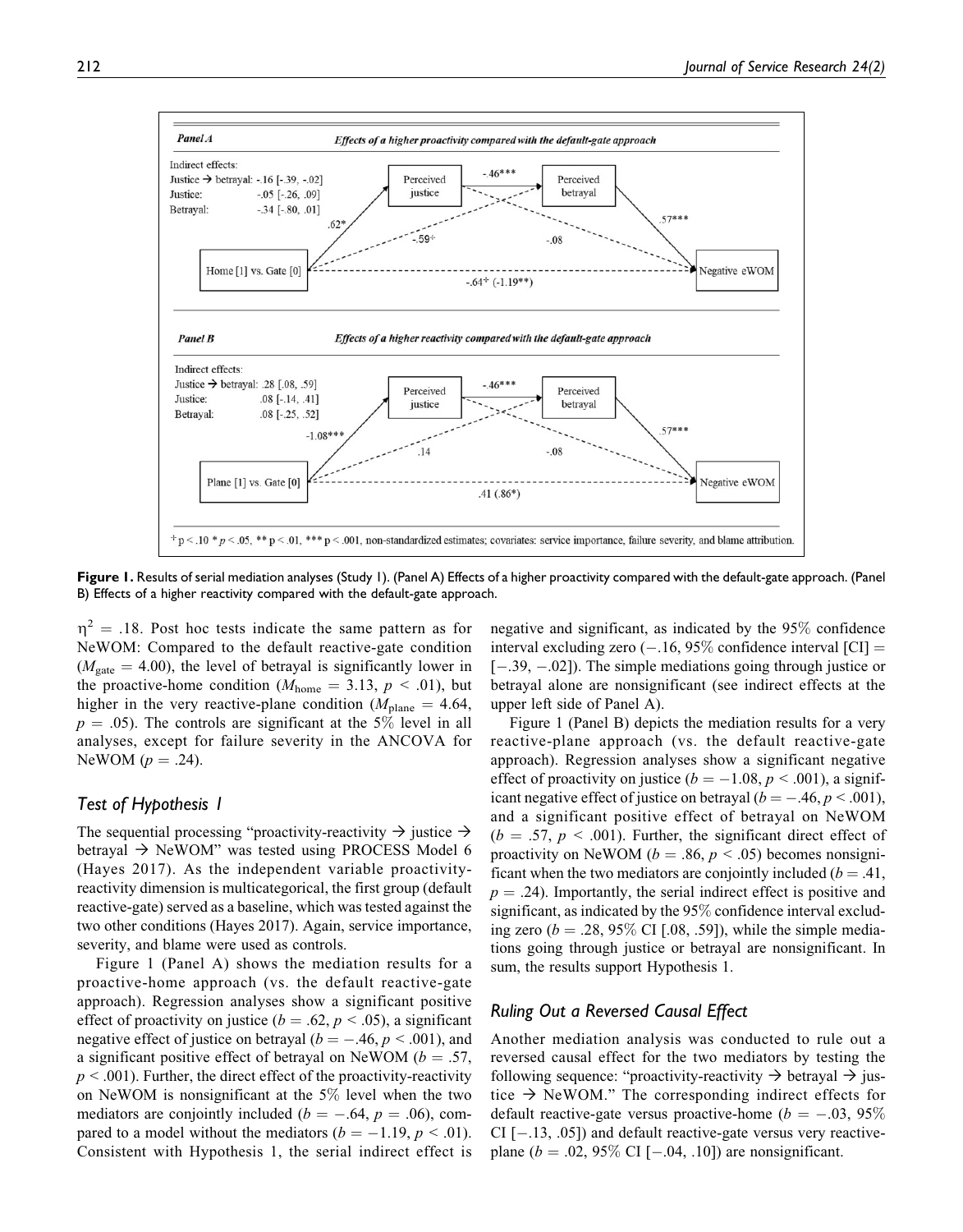Panel A — Effects of a higher proactivity compared with the default-gate approach

Indirect effects:
Justice → betrayal: -.16 [-.39, -.02]
Justice: -.05 [-.26, .09]
Betrayal: -.34 [-.80, .01]

Home [1] vs. Gate [0] → Perceived justice: .62*; Perceived justice → Perceived betrayal: -.46***; Perceived betrayal → Negative eWOM: .57***; Home [1] vs. Gate [0] → Perceived betrayal: -.59+; Perceived justice → Negative eWOM: -.08; Home [1] vs. Gate [0] → Negative eWOM: -.64+ (-1.19**)

Panel B — Effects of a higher reactivity compared with the default-gate approach

Indirect effects:
Justice → betrayal: .28 [.08, .59]
Justice: .08 [-.14, .41]
Betrayal: .08 [-.25, .52]

Plane [1] vs. Gate [0] → Perceived justice: -1.08***; Perceived justice → Perceived betrayal: -.46***; Perceived betrayal → Negative eWOM: .57***; Plane [1] vs. Gate [0] → Perceived betrayal: .14; Perceived justice → Negative eWOM: -.08; Plane [1] vs. Gate [0] → Negative eWOM: .41 (.86*)

+ p < .10 * p < .05, ** p < .01, *** p < .001, non-standardized estimates; covariates: service importance, failure severity, and blame attribution.

**Figure 1.** Results of serial mediation analyses (Study 1). (Panel A) Effects of a higher proactivity compared with the default-gate approach. (Panel B) Effects of a higher reactivity compared with the default-gate approach.

$\eta^2 = .18$. Post hoc tests indicate the same pattern as for NeWOM: Compared to the default reactive-gate condition ($M_{\text{gate}} = 4.00$), the level of betrayal is significantly lower in the proactive-home condition ($M_{\text{home}} = 3.13$, $p < .01$), but higher in the very reactive-plane condition ($M_{\text{plane}} = 4.64$, $p = .05$). The controls are significant at the 5% level in all analyses, except for failure severity in the ANCOVA for NeWOM ($p = .24$).

## Test of Hypothesis 1

The sequential processing "proactivity-reactivity → justice → betrayal → NeWOM" was tested using PROCESS Model 6 (Hayes 2017). As the independent variable proactivity-reactivity dimension is multicategorical, the first group (default reactive-gate) served as a baseline, which was tested against the two other conditions (Hayes 2017). Again, service importance, severity, and blame were used as controls.

Figure 1 (Panel A) shows the mediation results for a proactive-home approach (vs. the default reactive-gate approach). Regression analyses show a significant positive effect of proactivity on justice ($b = .62$, $p < .05$), a significant negative effect of justice on betrayal ($b = -.46$, $p < .001$), and a significant positive effect of betrayal on NeWOM ($b = .57$, $p < .001$). Further, the direct effect of the proactivity-reactivity on NeWOM is nonsignificant at the 5% level when the two mediators are conjointly included ($b = -.64$, $p = .06$), compared to a model without the mediators ($b = -1.19$, $p < .01$). Consistent with Hypothesis 1, the serial indirect effect is negative and significant, as indicated by the 95% confidence interval excluding zero ($-.16$, 95% confidence interval [CI] = [$-.39$, $-.02$]). The simple mediations going through justice or betrayal alone are nonsignificant (see indirect effects at the upper left side of Panel A).

Figure 1 (Panel B) depicts the mediation results for a very reactive-plane approach (vs. the default reactive-gate approach). Regression analyses show a significant negative effect of proactivity on justice ($b = -1.08$, $p < .001$), a significant negative effect of justice on betrayal ($b = -.46$, $p < .001$), and a significant positive effect of betrayal on NeWOM ($b = .57$, $p < .001$). Further, the significant direct effect of proactivity on NeWOM ($b = .86$, $p < .05$) becomes nonsignificant when the two mediators are conjointly included ($b = .41$, $p = .24$). Importantly, the serial indirect effect is positive and significant, as indicated by the 95% confidence interval excluding zero ($b = .28$, 95% CI [.08, .59]), while the simple mediations going through justice or betrayal are nonsignificant. In sum, the results support Hypothesis 1.

## Ruling Out a Reversed Causal Effect

Another mediation analysis was conducted to rule out a reversed causal effect for the two mediators by testing the following sequence: "proactivity-reactivity → betrayal → justice → NeWOM." The corresponding indirect effects for default reactive-gate versus proactive-home ($b = -.03$, 95% CI [$-.13$, .05]) and default reactive-gate versus very reactive-plane ($b = .02$, 95% CI [$-.04$, .10]) are nonsignificant.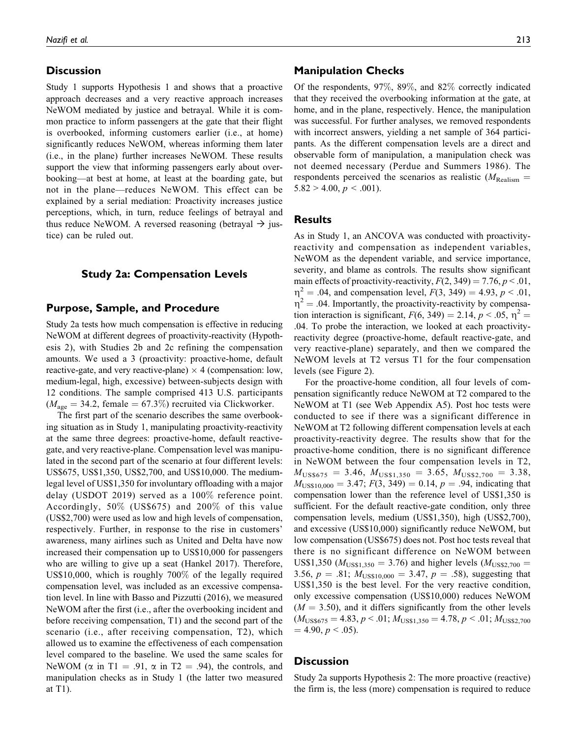## Discussion

Study 1 supports Hypothesis 1 and shows that a proactive approach decreases and a very reactive approach increases NeWOM mediated by justice and betrayal. While it is common practice to inform passengers at the gate that their flight is overbooked, informing customers earlier (i.e., at home) significantly reduces NeWOM, whereas informing them later (i.e., in the plane) further increases NeWOM. These results support the view that informing passengers early about overbooking—at best at home, at least at the boarding gate, but not in the plane—reduces NeWOM. This effect can be explained by a serial mediation: Proactivity increases justice perceptions, which, in turn, reduce feelings of betrayal and thus reduce NeWOM. A reversed reasoning (betrayal → justice) can be ruled out.

## Study 2a: Compensation Levels

### Purpose, Sample, and Procedure

Study 2a tests how much compensation is effective in reducing NeWOM at different degrees of proactivity-reactivity (Hypothesis 2), with Studies 2b and 2c refining the compensation amounts. We used a 3 (proactivity: proactive-home, default reactive-gate, and very reactive-plane) × 4 (compensation: low, medium-legal, high, excessive) between-subjects design with 12 conditions. The sample comprised 413 U.S. participants ($M_{\text{age}} = 34.2$, female = 67.3%) recruited via Clickworker.

The first part of the scenario describes the same overbooking situation as in Study 1, manipulating proactivity-reactivity at the same three degrees: proactive-home, default reactive-gate, and very reactive-plane. Compensation level was manipulated in the second part of the scenario at four different levels: US$675, US$1,350, US$2,700, and US$10,000. The medium-legal level of US$1,350 for involuntary offloading with a major delay (USDOT 2019) served as a 100% reference point. Accordingly, 50% (US$675) and 200% of this value (US$2,700) were used as low and high levels of compensation, respectively. Further, in response to the rise in customers' awareness, many airlines such as United and Delta have now increased their compensation up to US$10,000 for passengers who are willing to give up a seat (Hankel 2017). Therefore, US$10,000, which is roughly 700% of the legally required compensation level, was included as an excessive compensation level. In line with Basso and Pizzutti (2016), we measured NeWOM after the first (i.e., after the overbooking incident and before receiving compensation, T1) and the second part of the scenario (i.e., after receiving compensation, T2), which allowed us to examine the effectiveness of each compensation level compared to the baseline. We used the same scales for NeWOM ($\alpha$ in T1 = .91, $\alpha$ in T2 = .94), the controls, and manipulation checks as in Study 1 (the latter two measured at T1).

### Manipulation Checks

Of the respondents, 97%, 89%, and 82% correctly indicated that they received the overbooking information at the gate, at home, and in the plane, respectively. Hence, the manipulation was successful. For further analyses, we removed respondents with incorrect answers, yielding a net sample of 364 participants. As the different compensation levels are a direct and observable form of manipulation, a manipulation check was not deemed necessary (Perdue and Summers 1986). The respondents perceived the scenarios as realistic ($M_{\text{Realism}} = 5.82 > 4.00$, $p < .001$).

### Results

As in Study 1, an ANCOVA was conducted with proactivity-reactivity and compensation as independent variables, NeWOM as the dependent variable, and service importance, severity, and blame as controls. The results show significant main effects of proactivity-reactivity, $F(2, 349) = 7.76$, $p < .01$, $\eta^2 = .04$, and compensation level, $F(3, 349) = 4.93$, $p < .01$, $\eta^2 = .04$. Importantly, the proactivity-reactivity by compensation interaction is significant, $F(6, 349) = 2.14$, $p < .05$, $\eta^2 = .04$. To probe the interaction, we looked at each proactivity-reactivity degree (proactive-home, default reactive-gate, and very reactive-plane) separately, and then we compared the NeWOM levels at T2 versus T1 for the four compensation levels (see Figure 2).

For the proactive-home condition, all four levels of compensation significantly reduce NeWOM at T2 compared to the NeWOM at T1 (see Web Appendix A5). Post hoc tests were conducted to see if there was a significant difference in NeWOM at T2 following different compensation levels at each proactivity-reactivity degree. The results show that for the proactive-home condition, there is no significant difference in NeWOM between the four compensation levels in T2, $M_{\text{US\$675}} = 3.46$, $M_{\text{US\$1,350}} = 3.65$, $M_{\text{US\$2,700}} = 3.38$, $M_{\text{US\$10,000}} = 3.47$; $F(3, 349) = 0.14$, $p = .94$, indicating that compensation lower than the reference level of US$1,350 is sufficient. For the default reactive-gate condition, only three compensation levels, medium (US$1,350), high (US$2,700), and excessive (US$10,000) significantly reduce NeWOM, but low compensation (US$675) does not. Post hoc tests reveal that there is no significant difference on NeWOM between US$1,350 ($M_{\text{US\$1,350}} = 3.76$) and higher levels ($M_{\text{US\$2,700}} = 3.56$, $p = .81$; $M_{\text{US\$10,000}} = 3.47$, $p = .58$), suggesting that US$1,350 is the best level. For the very reactive condition, only excessive compensation (US$10,000) reduces NeWOM ($M = 3.50$), and it differs significantly from the other levels ($M_{\text{US\$675}} = 4.83$, $p < .01$; $M_{\text{US\$1,350}} = 4.78$, $p < .01$; $M_{\text{US\$2,700}} = 4.90$, $p < .05$).

### Discussion

Study 2a supports Hypothesis 2: The more proactive (reactive) the firm is, the less (more) compensation is required to reduce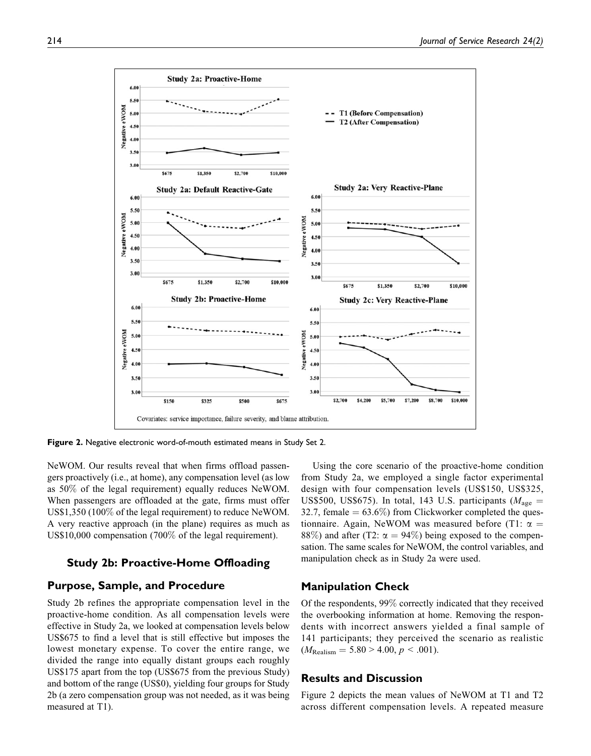Covariates: service importance, failure severity, and blame attribution.

**Figure 2.** Negative electronic word-of-mouth estimated means in Study Set 2.

NeWOM. Our results reveal that when firms offload passengers proactively (i.e., at home), any compensation level (as low as 50% of the legal requirement) equally reduces NeWOM. When passengers are offloaded at the gate, firms must offer US$1,350 (100% of the legal requirement) to reduce NeWOM. A very reactive approach (in the plane) requires as much as US$10,000 compensation (700% of the legal requirement).

## Study 2b: Proactive-Home Offloading

### Purpose, Sample, and Procedure

Study 2b refines the appropriate compensation level in the proactive-home condition. As all compensation levels were effective in Study 2a, we looked at compensation levels below US$675 to find a level that is still effective but imposes the lowest monetary expense. To cover the entire range, we divided the range into equally distant groups each roughly US$175 apart from the top (US$675 from the previous Study) and bottom of the range (US$0), yielding four groups for Study 2b (a zero compensation group was not needed, as it was being measured at T1).

Using the core scenario of the proactive-home condition from Study 2a, we employed a single factor experimental design with four compensation levels (US$150, US$325, US$500, US$675). In total, 143 U.S. participants ($M_{\text{age}}$ = 32.7, female = 63.6%) from Clickworker completed the questionnaire. Again, NeWOM was measured before (T1: $\alpha$ = 88%) and after (T2: $\alpha$ = 94%) being exposed to the compensation. The same scales for NeWOM, the control variables, and manipulation check as in Study 2a were used.

### Manipulation Check

Of the respondents, 99% correctly indicated that they received the overbooking information at home. Removing the respondents with incorrect answers yielded a final sample of 141 participants; they perceived the scenario as realistic ($M_{\text{Realism}} = 5.80 > 4.00$, $p < .001$).

### Results and Discussion

Figure 2 depicts the mean values of NeWOM at T1 and T2 across different compensation levels. A repeated measure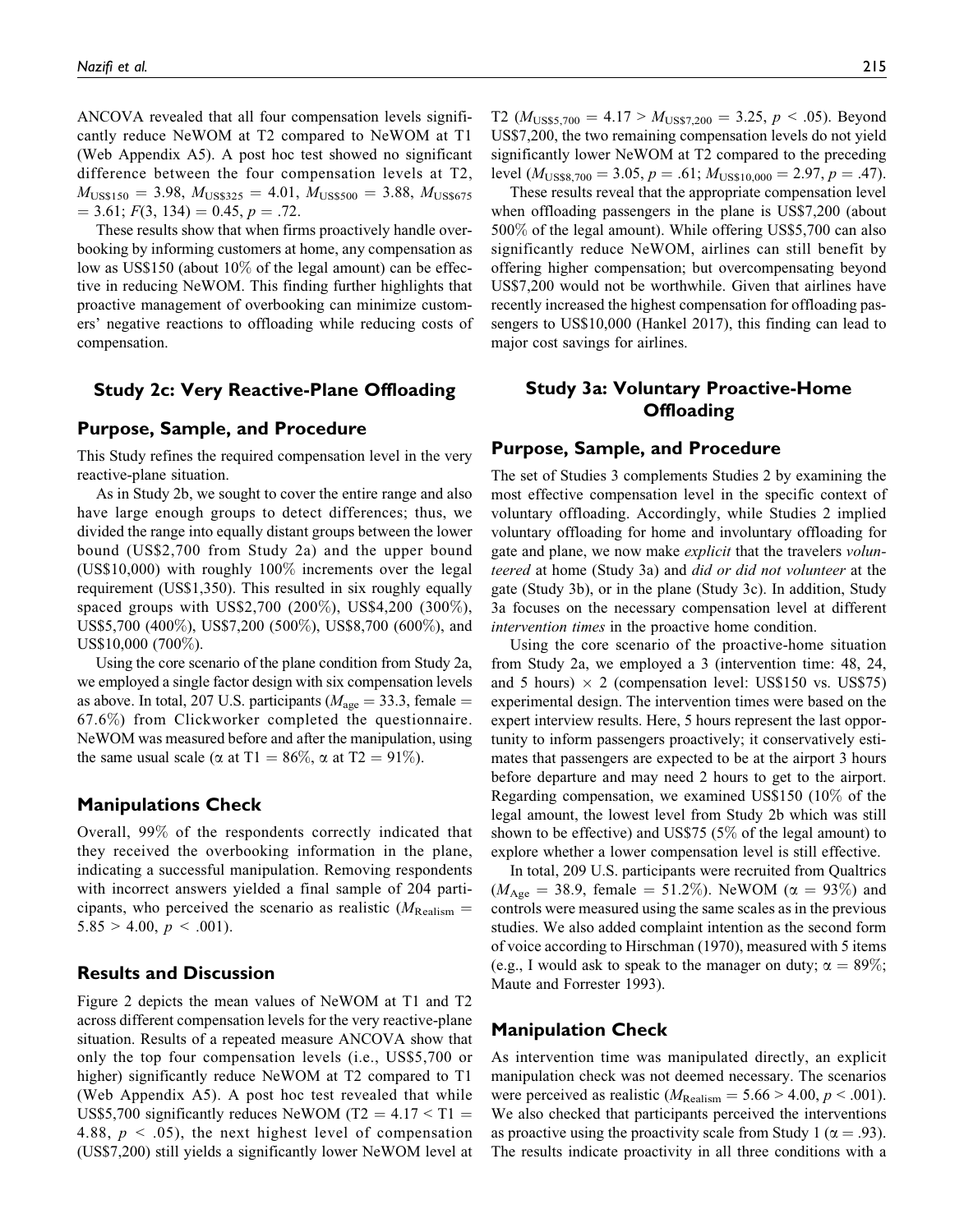ANCOVA revealed that all four compensation levels significantly reduce NeWOM at T2 compared to NeWOM at T1 (Web Appendix A5). A post hoc test showed no significant difference between the four compensation levels at T2, $M_{US\$150} = 3.98$, $M_{US\$325} = 4.01$, $M_{US\$500} = 3.88$, $M_{US\$675} = 3.61$; $F(3, 134) = 0.45$, $p = .72$.

These results show that when firms proactively handle overbooking by informing customers at home, any compensation as low as US$150 (about 10% of the legal amount) can be effective in reducing NeWOM. This finding further highlights that proactive management of overbooking can minimize customers' negative reactions to offloading while reducing costs of compensation.

## Study 2c: Very Reactive-Plane Offloading

### Purpose, Sample, and Procedure

This Study refines the required compensation level in the very reactive-plane situation.

As in Study 2b, we sought to cover the entire range and also have large enough groups to detect differences; thus, we divided the range into equally distant groups between the lower bound (US$2,700 from Study 2a) and the upper bound (US$10,000) with roughly 100% increments over the legal requirement (US$1,350). This resulted in six roughly equally spaced groups with US$2,700 (200%), US$4,200 (300%), US$5,700 (400%), US$7,200 (500%), US$8,700 (600%), and US$10,000 (700%).

Using the core scenario of the plane condition from Study 2a, we employed a single factor design with six compensation levels as above. In total, 207 U.S. participants ($M_{age} = 33.3$, female = 67.6%) from Clickworker completed the questionnaire. NeWOM was measured before and after the manipulation, using the same usual scale ($\alpha$ at T1 = 86%, $\alpha$ at T2 = 91%).

### Manipulations Check

Overall, 99% of the respondents correctly indicated that they received the overbooking information in the plane, indicating a successful manipulation. Removing respondents with incorrect answers yielded a final sample of 204 participants, who perceived the scenario as realistic ($M_{Realism} = 5.85 > 4.00$, $p < .001$).

### Results and Discussion

Figure 2 depicts the mean values of NeWOM at T1 and T2 across different compensation levels for the very reactive-plane situation. Results of a repeated measure ANCOVA show that only the top four compensation levels (i.e., US$5,700 or higher) significantly reduce NeWOM at T2 compared to T1 (Web Appendix A5). A post hoc test revealed that while US$5,700 significantly reduces NeWOM (T2 = 4.17 < T1 = 4.88, $p < .05$), the next highest level of compensation (US$7,200) still yields a significantly lower NeWOM level at T2 ($M_{US\$5,700} = 4.17 > M_{US\$7,200} = 3.25$, $p < .05$). Beyond US$7,200, the two remaining compensation levels do not yield significantly lower NeWOM at T2 compared to the preceding level ($M_{US\$8,700} = 3.05$, $p = .61$; $M_{US\$10,000} = 2.97$, $p = .47$).

These results reveal that the appropriate compensation level when offloading passengers in the plane is US$7,200 (about 500% of the legal amount). While offering US$5,700 can also significantly reduce NeWOM, airlines can still benefit by offering higher compensation; but overcompensating beyond US$7,200 would not be worthwhile. Given that airlines have recently increased the highest compensation for offloading passengers to US$10,000 (Hankel 2017), this finding can lead to major cost savings for airlines.

## Study 3a: Voluntary Proactive-Home Offloading

### Purpose, Sample, and Procedure

The set of Studies 3 complements Studies 2 by examining the most effective compensation level in the specific context of voluntary offloading. Accordingly, while Studies 2 implied voluntary offloading for home and involuntary offloading for gate and plane, we now make *explicit* that the travelers *volunteered* at home (Study 3a) and *did or did not volunteer* at the gate (Study 3b), or in the plane (Study 3c). In addition, Study 3a focuses on the necessary compensation level at different *intervention times* in the proactive home condition.

Using the core scenario of the proactive-home situation from Study 2a, we employed a 3 (intervention time: 48, 24, and 5 hours) × 2 (compensation level: US$150 vs. US$75) experimental design. The intervention times were based on the expert interview results. Here, 5 hours represent the last opportunity to inform passengers proactively; it conservatively estimates that passengers are expected to be at the airport 3 hours before departure and may need 2 hours to get to the airport. Regarding compensation, we examined US$150 (10% of the legal amount, the lowest level from Study 2b which was still shown to be effective) and US$75 (5% of the legal amount) to explore whether a lower compensation level is still effective.

In total, 209 U.S. participants were recruited from Qualtrics ($M_{Age} = 38.9$, female = 51.2%). NeWOM ($\alpha$ = 93%) and controls were measured using the same scales as in the previous studies. We also added complaint intention as the second form of voice according to Hirschman (1970), measured with 5 items (e.g., I would ask to speak to the manager on duty; $\alpha$ = 89%; Maute and Forrester 1993).

### Manipulation Check

As intervention time was manipulated directly, an explicit manipulation check was not deemed necessary. The scenarios were perceived as realistic ($M_{Realism} = 5.66 > 4.00$, $p < .001$). We also checked that participants perceived the interventions as proactive using the proactivity scale from Study 1 ($\alpha = .93$). The results indicate proactivity in all three conditions with a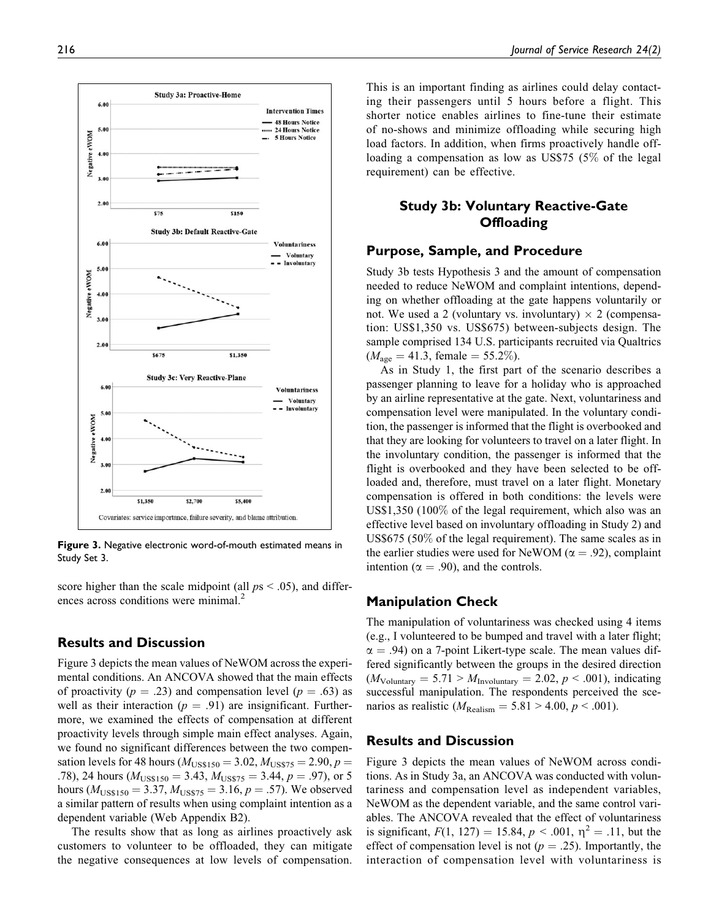Figure 3. Negative electronic word-of-mouth estimated means in Study Set 3.

score higher than the scale midpoint (all $p$s < .05), and differences across conditions were minimal.[2]

## Results and Discussion

Figure 3 depicts the mean values of NeWOM across the experimental conditions. An ANCOVA showed that the main effects of proactivity ($p = .23$) and compensation level ($p = .63$) as well as their interaction ($p = .91$) are insignificant. Furthermore, we examined the effects of compensation at different proactivity levels through simple main effect analyses. Again, we found no significant differences between the two compensation levels for 48 hours ($M_{US\$150} = 3.02$, $M_{US\$75} = 2.90$, $p = .78$), 24 hours ($M_{US\$150} = 3.43$, $M_{US\$75} = 3.44$, $p = .97$), or 5 hours ($M_{US\$150} = 3.37$, $M_{US\$75} = 3.16$, $p = .57$). We observed a similar pattern of results when using complaint intention as a dependent variable (Web Appendix B2).

The results show that as long as airlines proactively ask customers to volunteer to be offloaded, they can mitigate the negative consequences at low levels of compensation. This is an important finding as airlines could delay contacting their passengers until 5 hours before a flight. This shorter notice enables airlines to fine-tune their estimate of no-shows and minimize offloading while securing high load factors. In addition, when firms proactively handle offloading a compensation as low as US$75 (5% of the legal requirement) can be effective.

# Study 3b: Voluntary Reactive-Gate Offloading

## Purpose, Sample, and Procedure

Study 3b tests Hypothesis 3 and the amount of compensation needed to reduce NeWOM and complaint intentions, depending on whether offloading at the gate happens voluntarily or not. We used a 2 (voluntary vs. involuntary) × 2 (compensation: US$1,350 vs. US$675) between-subjects design. The sample comprised 134 U.S. participants recruited via Qualtrics ($M_{age} = 41.3$, female = 55.2%).

As in Study 1, the first part of the scenario describes a passenger planning to leave for a holiday who is approached by an airline representative at the gate. Next, voluntariness and compensation level were manipulated. In the voluntary condition, the passenger is informed that the flight is overbooked and that they are looking for volunteers to travel on a later flight. In the involuntary condition, the passenger is informed that the flight is overbooked and they have been selected to be offloaded and, therefore, must travel on a later flight. Monetary compensation is offered in both conditions: the levels were US$1,350 (100% of the legal requirement, which also was an effective level based on involuntary offloading in Study 2) and US$675 (50% of the legal requirement). The same scales as in the earlier studies were used for NeWOM ($\alpha = .92$), complaint intention ($\alpha = .90$), and the controls.

## Manipulation Check

The manipulation of voluntariness was checked using 4 items (e.g., I volunteered to be bumped and travel with a later flight; $\alpha = .94$) on a 7-point Likert-type scale. The mean values differed significantly between the groups in the desired direction ($M_{Voluntary} = 5.71 > M_{Involuntary} = 2.02$, $p < .001$), indicating successful manipulation. The respondents perceived the scenarios as realistic ($M_{Realism} = 5.81 > 4.00$, $p < .001$).

## Results and Discussion

Figure 3 depicts the mean values of NeWOM across conditions. As in Study 3a, an ANCOVA was conducted with voluntariness and compensation level as independent variables, NeWOM as the dependent variable, and the same control variables. The ANCOVA revealed that the effect of voluntariness is significant, $F(1, 127) = 15.84$, $p < .001$, $\eta^2 = .11$, but the effect of compensation level is not ($p = .25$). Importantly, the interaction of compensation level with voluntariness is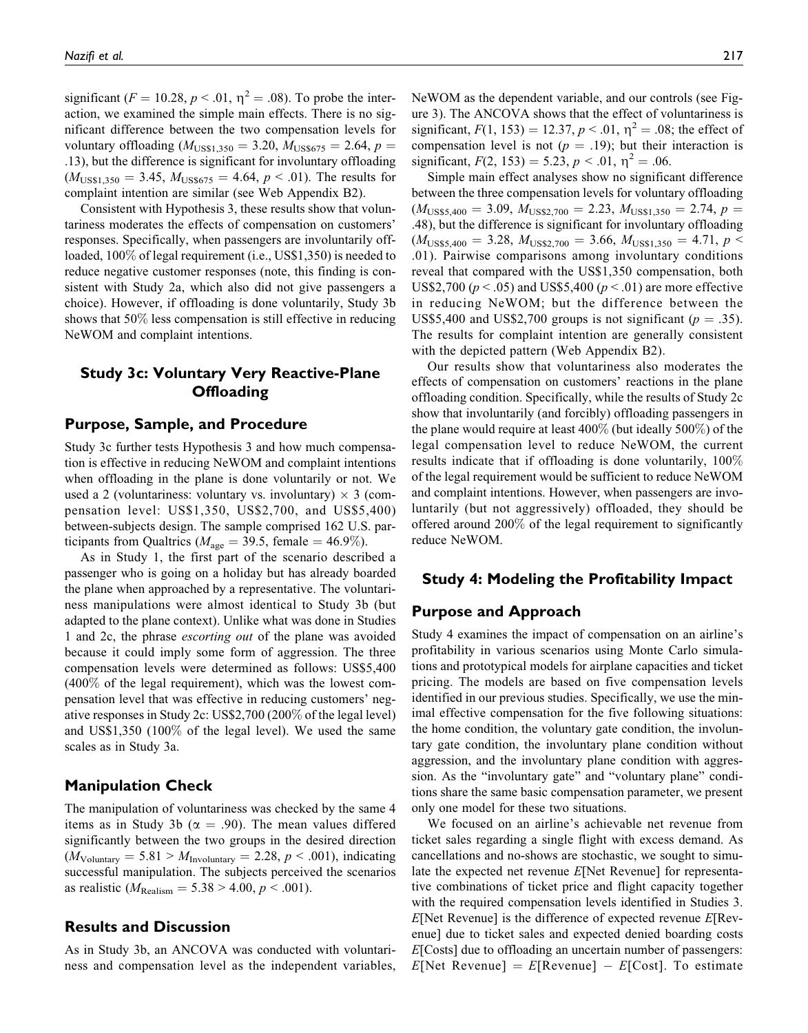significant ($F = 10.28$, $p < .01$, $\eta^2 = .08$). To probe the interaction, we examined the simple main effects. There is no significant difference between the two compensation levels for voluntary offloading ($M_{US\$1,350} = 3.20$, $M_{US\$675} = 2.64$, $p = .13$), but the difference is significant for involuntary offloading ($M_{US\$1,350} = 3.45$, $M_{US\$675} = 4.64$, $p < .01$). The results for complaint intention are similar (see Web Appendix B2).

Consistent with Hypothesis 3, these results show that voluntariness moderates the effects of compensation on customers' responses. Specifically, when passengers are involuntarily offloaded, 100% of legal requirement (i.e., US$1,350) is needed to reduce negative customer responses (note, this finding is consistent with Study 2a, which also did not give passengers a choice). However, if offloading is done voluntarily, Study 3b shows that 50% less compensation is still effective in reducing NeWOM and complaint intentions.

## Study 3c: Voluntary Very Reactive-Plane Offloading

### Purpose, Sample, and Procedure

Study 3c further tests Hypothesis 3 and how much compensation is effective in reducing NeWOM and complaint intentions when offloading in the plane is done voluntarily or not. We used a 2 (voluntariness: voluntary vs. involuntary) × 3 (compensation level: US$1,350, US$2,700, and US$5,400) between-subjects design. The sample comprised 162 U.S. participants from Qualtrics ($M_{age} = 39.5$, female = 46.9%).

As in Study 1, the first part of the scenario described a passenger who is going on a holiday but has already boarded the plane when approached by a representative. The voluntariness manipulations were almost identical to Study 3b (but adapted to the plane context). Unlike what was done in Studies 1 and 2c, the phrase *escorting out* of the plane was avoided because it could imply some form of aggression. The three compensation levels were determined as follows: US$5,400 (400% of the legal requirement), which was the lowest compensation level that was effective in reducing customers' negative responses in Study 2c: US$2,700 (200% of the legal level) and US$1,350 (100% of the legal level). We used the same scales as in Study 3a.

### Manipulation Check

The manipulation of voluntariness was checked by the same 4 items as in Study 3b ($\alpha = .90$). The mean values differed significantly between the two groups in the desired direction ($M_{Voluntary} = 5.81 > M_{Involuntary} = 2.28$, $p < .001$), indicating successful manipulation. The subjects perceived the scenarios as realistic ($M_{Realism} = 5.38 > 4.00$, $p < .001$).

### Results and Discussion

As in Study 3b, an ANCOVA was conducted with voluntariness and compensation level as the independent variables, NeWOM as the dependent variable, and our controls (see Figure 3). The ANCOVA shows that the effect of voluntariness is significant, $F(1, 153) = 12.37$, $p < .01$, $\eta^2 = .08$; the effect of compensation level is not ($p = .19$); but their interaction is significant, $F(2, 153) = 5.23$, $p < .01$, $\eta^2 = .06$.

Simple main effect analyses show no significant difference between the three compensation levels for voluntary offloading ($M_{US\$5,400} = 3.09$, $M_{US\$2,700} = 2.23$, $M_{US\$1,350} = 2.74$, $p = .48$), but the difference is significant for involuntary offloading ($M_{US\$5,400} = 3.28$, $M_{US\$2,700} = 3.66$, $M_{US\$1,350} = 4.71$, $p < .01$). Pairwise comparisons among involuntary conditions reveal that compared with the US$1,350 compensation, both US$2,700 ($p < .05$) and US$5,400 ($p < .01$) are more effective in reducing NeWOM; but the difference between the US$5,400 and US$2,700 groups is not significant ($p = .35$). The results for complaint intention are generally consistent with the depicted pattern (Web Appendix B2).

Our results show that voluntariness also moderates the effects of compensation on customers' reactions in the plane offloading condition. Specifically, while the results of Study 2c show that involuntarily (and forcibly) offloading passengers in the plane would require at least 400% (but ideally 500%) of the legal compensation level to reduce NeWOM, the current results indicate that if offloading is done voluntarily, 100% of the legal requirement would be sufficient to reduce NeWOM and complaint intentions. However, when passengers are involuntarily (but not aggressively) offloaded, they should be offered around 200% of the legal requirement to significantly reduce NeWOM.

## Study 4: Modeling the Profitability Impact

### Purpose and Approach

Study 4 examines the impact of compensation on an airline's profitability in various scenarios using Monte Carlo simulations and prototypical models for airplane capacities and ticket pricing. The models are based on five compensation levels identified in our previous studies. Specifically, we use the minimal effective compensation for the five following situations: the home condition, the voluntary gate condition, the involuntary gate condition, the involuntary plane condition without aggression, and the involuntary plane condition with aggression. As the "involuntary gate" and "voluntary plane" conditions share the same basic compensation parameter, we present only one model for these two situations.

We focused on an airline's achievable net revenue from ticket sales regarding a single flight with excess demand. As cancellations and no-shows are stochastic, we sought to simulate the expected net revenue *E*[Net Revenue] for representative combinations of ticket price and flight capacity together with the required compensation levels identified in Studies 3. *E*[Net Revenue] is the difference of expected revenue *E*[Revenue] due to ticket sales and expected denied boarding costs *E*[Costs] due to offloading an uncertain number of passengers: *E*[Net Revenue] = *E*[Revenue] − *E*[Cost]. To estimate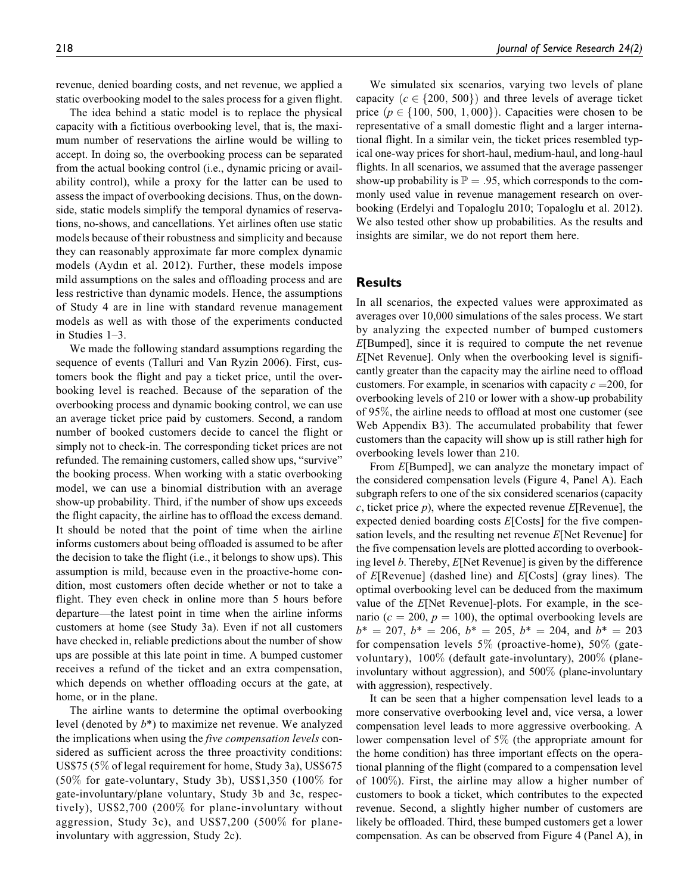revenue, denied boarding costs, and net revenue, we applied a static overbooking model to the sales process for a given flight.

The idea behind a static model is to replace the physical capacity with a fictitious overbooking level, that is, the maximum number of reservations the airline would be willing to accept. In doing so, the overbooking process can be separated from the actual booking control (i.e., dynamic pricing or availability control), while a proxy for the latter can be used to assess the impact of overbooking decisions. Thus, on the downside, static models simplify the temporal dynamics of reservations, no-shows, and cancellations. Yet airlines often use static models because of their robustness and simplicity and because they can reasonably approximate far more complex dynamic models (Aydın et al. 2012). Further, these models impose mild assumptions on the sales and offloading process and are less restrictive than dynamic models. Hence, the assumptions of Study 4 are in line with standard revenue management models as well as with those of the experiments conducted in Studies 1–3.

We made the following standard assumptions regarding the sequence of events (Talluri and Van Ryzin 2006). First, customers book the flight and pay a ticket price, until the overbooking level is reached. Because of the separation of the overbooking process and dynamic booking control, we can use an average ticket price paid by customers. Second, a random number of booked customers decide to cancel the flight or simply not to check-in. The corresponding ticket prices are not refunded. The remaining customers, called show ups, "survive" the booking process. When working with a static overbooking model, we can use a binomial distribution with an average show-up probability. Third, if the number of show ups exceeds the flight capacity, the airline has to offload the excess demand. It should be noted that the point of time when the airline informs customers about being offloaded is assumed to be after the decision to take the flight (i.e., it belongs to show ups). This assumption is mild, because even in the proactive-home condition, most customers often decide whether or not to take a flight. They even check in online more than 5 hours before departure—the latest point in time when the airline informs customers at home (see Study 3a). Even if not all customers have checked in, reliable predictions about the number of show ups are possible at this late point in time. A bumped customer receives a refund of the ticket and an extra compensation, which depends on whether offloading occurs at the gate, at home, or in the plane.

The airline wants to determine the optimal overbooking level (denoted by $b^*$) to maximize net revenue. We analyzed the implications when using the *five compensation levels* considered as sufficient across the three proactivity conditions: US\$75 (5% of legal requirement for home, Study 3a), US\$675 (50% for gate-voluntary, Study 3b), US\$1,350 (100% for gate-involuntary/plane voluntary, Study 3b and 3c, respectively), US\$2,700 (200% for plane-involuntary without aggression, Study 3c), and US\$7,200 (500% for plane-involuntary with aggression, Study 2c).

We simulated six scenarios, varying two levels of plane capacity ($c \in \{200, 500\}$) and three levels of average ticket price ($p \in \{100, 500, 1,000\}$). Capacities were chosen to be representative of a small domestic flight and a larger international flight. In a similar vein, the ticket prices resembled typical one-way prices for short-haul, medium-haul, and long-haul flights. In all scenarios, we assumed that the average passenger show-up probability is $\mathbb{P} = .95$, which corresponds to the commonly used value in revenue management research on overbooking (Erdelyi and Topaloglu 2010; Topaloglu et al. 2012). We also tested other show up probabilities. As the results and insights are similar, we do not report them here.

## Results

In all scenarios, the expected values were approximated as averages over 10,000 simulations of the sales process. We start by analyzing the expected number of bumped customers $E$[Bumped], since it is required to compute the net revenue $E$[Net Revenue]. Only when the overbooking level is significantly greater than the capacity may the airline need to offload customers. For example, in scenarios with capacity $c = 200$, for overbooking levels of 210 or lower with a show-up probability of 95%, the airline needs to offload at most one customer (see Web Appendix B3). The accumulated probability that fewer customers than the capacity will show up is still rather high for overbooking levels lower than 210.

From $E$[Bumped], we can analyze the monetary impact of the considered compensation levels (Figure 4, Panel A). Each subgraph refers to one of the six considered scenarios (capacity $c$, ticket price $p$), where the expected revenue $E$[Revenue], the expected denied boarding costs $E$[Costs] for the five compensation levels, and the resulting net revenue $E$[Net Revenue] for the five compensation levels are plotted according to overbooking level $b$. Thereby, $E$[Net Revenue] is given by the difference of $E$[Revenue] (dashed line) and $E$[Costs] (gray lines). The optimal overbooking level can be deduced from the maximum value of the $E$[Net Revenue]-plots. For example, in the scenario ($c = 200$, $p = 100$), the optimal overbooking levels are $b^* = 207$, $b^* = 206$, $b^* = 205$, $b^* = 204$, and $b^* = 203$ for compensation levels 5% (proactive-home), 50% (gate-voluntary), 100% (default gate-involuntary), 200% (plane-involuntary without aggression), and 500% (plane-involuntary with aggression), respectively.

It can be seen that a higher compensation level leads to a more conservative overbooking level and, vice versa, a lower compensation level leads to more aggressive overbooking. A lower compensation level of 5% (the appropriate amount for the home condition) has three important effects on the operational planning of the flight (compared to a compensation level of 100%). First, the airline may allow a higher number of customers to book a ticket, which contributes to the expected revenue. Second, a slightly higher number of customers are likely be offloaded. Third, these bumped customers get a lower compensation. As can be observed from Figure 4 (Panel A), in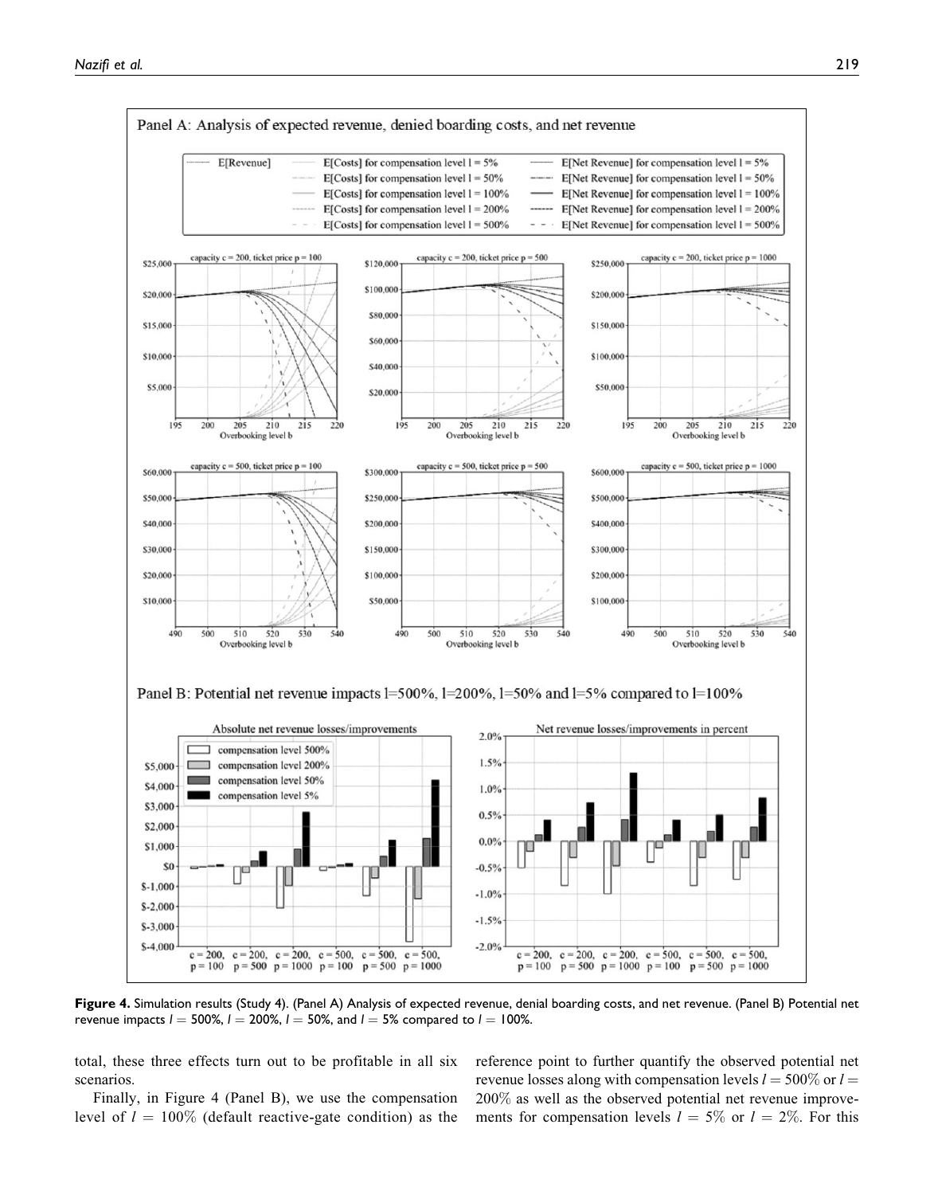Figure 4. Simulation results (Study 4). (Panel A) Analysis of expected revenue, denial boarding costs, and net revenue. (Panel B) Potential net revenue impacts $l = 500\%$, $l = 200\%$, $l = 50\%$, and $l = 5\%$ compared to $l = 100\%$.

total, these three effects turn out to be profitable in all six scenarios.

Finally, in Figure 4 (Panel B), we use the compensation level of $l = 100\%$ (default reactive-gate condition) as the reference point to further quantify the observed potential net revenue losses along with compensation levels $l = 500\%$ or $l = 200\%$ as well as the observed potential net revenue improvements for compensation levels $l = 5\%$ or $l = 2\%$. For this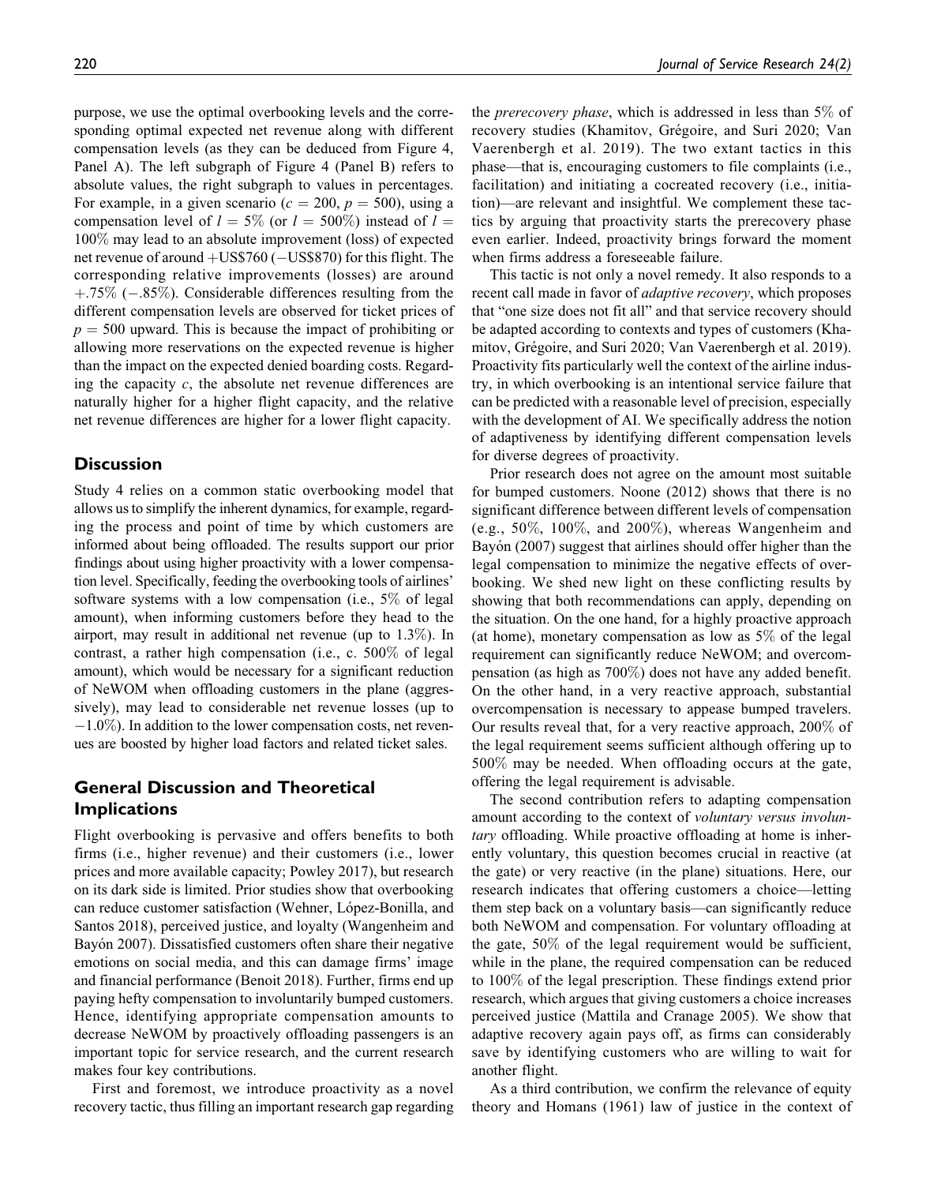purpose, we use the optimal overbooking levels and the corresponding optimal expected net revenue along with different compensation levels (as they can be deduced from Figure 4, Panel A). The left subgraph of Figure 4 (Panel B) refers to absolute values, the right subgraph to values in percentages. For example, in a given scenario ($c = 200$, $p = 500$), using a compensation level of $l = 5\%$ (or $l = 500\%$) instead of $l = 100\%$ may lead to an absolute improvement (loss) of expected net revenue of around +US$760 (−US$870) for this flight. The corresponding relative improvements (losses) are around +.75% (−.85%). Considerable differences resulting from the different compensation levels are observed for ticket prices of $p = 500$ upward. This is because the impact of prohibiting or allowing more reservations on the expected revenue is higher than the impact on the expected denied boarding costs. Regarding the capacity $c$, the absolute net revenue differences are naturally higher for a higher flight capacity, and the relative net revenue differences are higher for a lower flight capacity.

## Discussion

Study 4 relies on a common static overbooking model that allows us to simplify the inherent dynamics, for example, regarding the process and point of time by which customers are informed about being offloaded. The results support our prior findings about using higher proactivity with a lower compensation level. Specifically, feeding the overbooking tools of airlines' software systems with a low compensation (i.e., 5% of legal amount), when informing customers before they head to the airport, may result in additional net revenue (up to 1.3%). In contrast, a rather high compensation (i.e., c. 500% of legal amount), which would be necessary for a significant reduction of NeWOM when offloading customers in the plane (aggressively), may lead to considerable net revenue losses (up to −1.0%). In addition to the lower compensation costs, net revenues are boosted by higher load factors and related ticket sales.

## General Discussion and Theoretical Implications

Flight overbooking is pervasive and offers benefits to both firms (i.e., higher revenue) and their customers (i.e., lower prices and more available capacity; Powley 2017), but research on its dark side is limited. Prior studies show that overbooking can reduce customer satisfaction (Wehner, López-Bonilla, and Santos 2018), perceived justice, and loyalty (Wangenheim and Bayón 2007). Dissatisfied customers often share their negative emotions on social media, and this can damage firms' image and financial performance (Benoit 2018). Further, firms end up paying hefty compensation to involuntarily bumped customers. Hence, identifying appropriate compensation amounts to decrease NeWOM by proactively offloading passengers is an important topic for service research, and the current research makes four key contributions.

First and foremost, we introduce proactivity as a novel recovery tactic, thus filling an important research gap regarding the *prerecovery phase*, which is addressed in less than 5% of recovery studies (Khamitov, Grégoire, and Suri 2020; Van Vaerenbergh et al. 2019). The two extant tactics in this phase—that is, encouraging customers to file complaints (i.e., facilitation) and initiating a cocreated recovery (i.e., initiation)—are relevant and insightful. We complement these tactics by arguing that proactivity starts the prerecovery phase even earlier. Indeed, proactivity brings forward the moment when firms address a foreseeable failure.

This tactic is not only a novel remedy. It also responds to a recent call made in favor of *adaptive recovery*, which proposes that "one size does not fit all" and that service recovery should be adapted according to contexts and types of customers (Khamitov, Grégoire, and Suri 2020; Van Vaerenbergh et al. 2019). Proactivity fits particularly well the context of the airline industry, in which overbooking is an intentional service failure that can be predicted with a reasonable level of precision, especially with the development of AI. We specifically address the notion of adaptiveness by identifying different compensation levels for diverse degrees of proactivity.

Prior research does not agree on the amount most suitable for bumped customers. Noone (2012) shows that there is no significant difference between different levels of compensation (e.g., 50%, 100%, and 200%), whereas Wangenheim and Bayón (2007) suggest that airlines should offer higher than the legal compensation to minimize the negative effects of overbooking. We shed new light on these conflicting results by showing that both recommendations can apply, depending on the situation. On the one hand, for a highly proactive approach (at home), monetary compensation as low as 5% of the legal requirement can significantly reduce NeWOM; and overcompensation (as high as 700%) does not have any added benefit. On the other hand, in a very reactive approach, substantial overcompensation is necessary to appease bumped travelers. Our results reveal that, for a very reactive approach, 200% of the legal requirement seems sufficient although offering up to 500% may be needed. When offloading occurs at the gate, offering the legal requirement is advisable.

The second contribution refers to adapting compensation amount according to the context of *voluntary versus involuntary* offloading. While proactive offloading at home is inherently voluntary, this question becomes crucial in reactive (at the gate) or very reactive (in the plane) situations. Here, our research indicates that offering customers a choice—letting them step back on a voluntary basis—can significantly reduce both NeWOM and compensation. For voluntary offloading at the gate, 50% of the legal requirement would be sufficient, while in the plane, the required compensation can be reduced to 100% of the legal prescription. These findings extend prior research, which argues that giving customers a choice increases perceived justice (Mattila and Cranage 2005). We show that adaptive recovery again pays off, as firms can considerably save by identifying customers who are willing to wait for another flight.

As a third contribution, we confirm the relevance of equity theory and Homans (1961) law of justice in the context of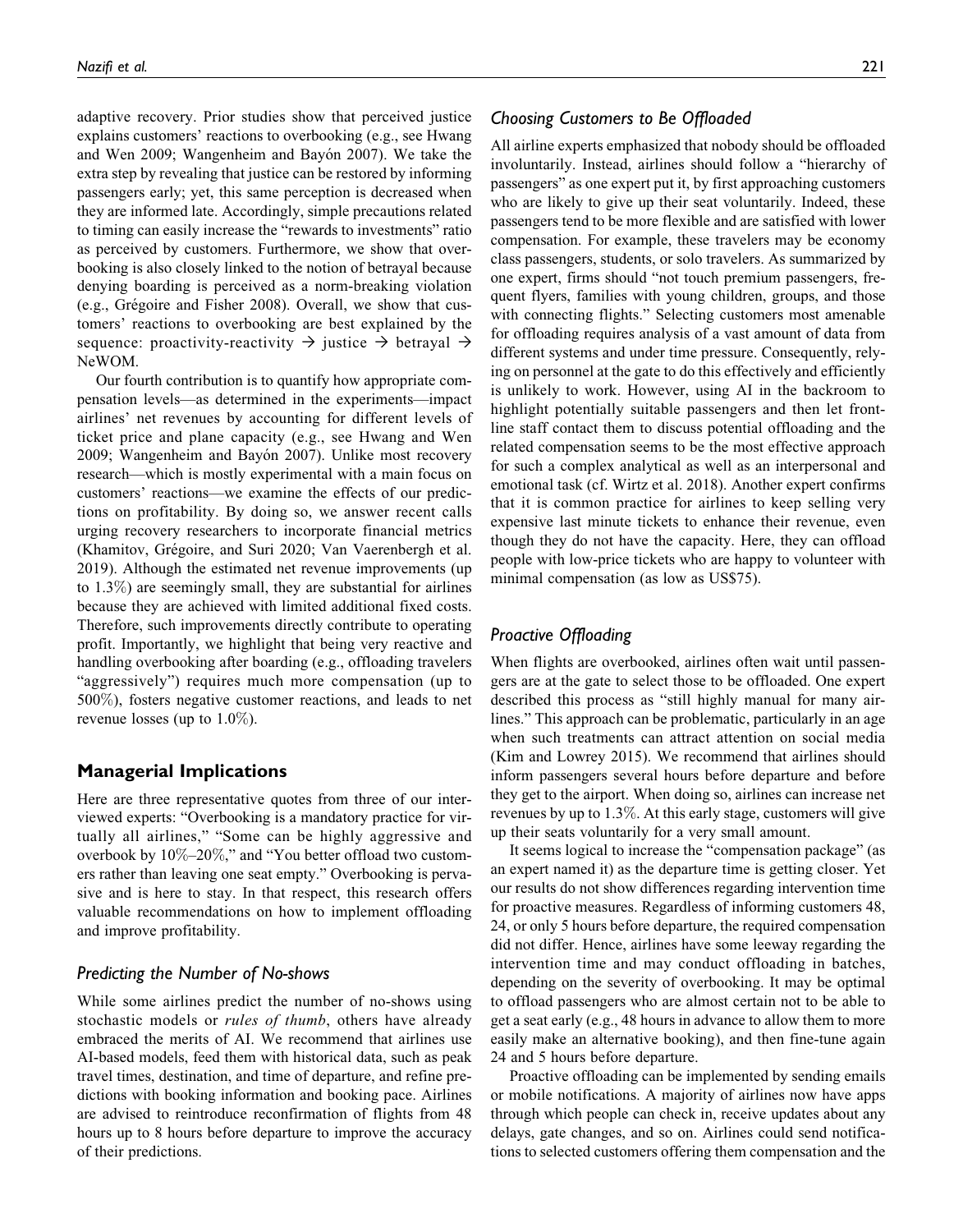adaptive recovery. Prior studies show that perceived justice explains customers' reactions to overbooking (e.g., see Hwang and Wen 2009; Wangenheim and Bayón 2007). We take the extra step by revealing that justice can be restored by informing passengers early; yet, this same perception is decreased when they are informed late. Accordingly, simple precautions related to timing can easily increase the "rewards to investments" ratio as perceived by customers. Furthermore, we show that overbooking is also closely linked to the notion of betrayal because denying boarding is perceived as a norm-breaking violation (e.g., Grégoire and Fisher 2008). Overall, we show that customers' reactions to overbooking are best explained by the sequence: proactivity-reactivity → justice → betrayal → NeWOM.

Our fourth contribution is to quantify how appropriate compensation levels—as determined in the experiments—impact airlines' net revenues by accounting for different levels of ticket price and plane capacity (e.g., see Hwang and Wen 2009; Wangenheim and Bayón 2007). Unlike most recovery research—which is mostly experimental with a main focus on customers' reactions—we examine the effects of our predictions on profitability. By doing so, we answer recent calls urging recovery researchers to incorporate financial metrics (Khamitov, Grégoire, and Suri 2020; Van Vaerenbergh et al. 2019). Although the estimated net revenue improvements (up to 1.3%) are seemingly small, they are substantial for airlines because they are achieved with limited additional fixed costs. Therefore, such improvements directly contribute to operating profit. Importantly, we highlight that being very reactive and handling overbooking after boarding (e.g., offloading travelers "aggressively") requires much more compensation (up to 500%), fosters negative customer reactions, and leads to net revenue losses (up to 1.0%).

## Managerial Implications

Here are three representative quotes from three of our interviewed experts: "Overbooking is a mandatory practice for virtually all airlines," "Some can be highly aggressive and overbook by 10%–20%," and "You better offload two customers rather than leaving one seat empty." Overbooking is pervasive and is here to stay. In that respect, this research offers valuable recommendations on how to implement offloading and improve profitability.

### *Predicting the Number of No-shows*

While some airlines predict the number of no-shows using stochastic models or *rules of thumb*, others have already embraced the merits of AI. We recommend that airlines use AI-based models, feed them with historical data, such as peak travel times, destination, and time of departure, and refine predictions with booking information and booking pace. Airlines are advised to reintroduce reconfirmation of flights from 48 hours up to 8 hours before departure to improve the accuracy of their predictions.

### *Choosing Customers to Be Offloaded*

All airline experts emphasized that nobody should be offloaded involuntarily. Instead, airlines should follow a "hierarchy of passengers" as one expert put it, by first approaching customers who are likely to give up their seat voluntarily. Indeed, these passengers tend to be more flexible and are satisfied with lower compensation. For example, these travelers may be economy class passengers, students, or solo travelers. As summarized by one expert, firms should "not touch premium passengers, frequent flyers, families with young children, groups, and those with connecting flights." Selecting customers most amenable for offloading requires analysis of a vast amount of data from different systems and under time pressure. Consequently, relying on personnel at the gate to do this effectively and efficiently is unlikely to work. However, using AI in the backroom to highlight potentially suitable passengers and then let frontline staff contact them to discuss potential offloading and the related compensation seems to be the most effective approach for such a complex analytical as well as an interpersonal and emotional task (cf. Wirtz et al. 2018). Another expert confirms that it is common practice for airlines to keep selling very expensive last minute tickets to enhance their revenue, even though they do not have the capacity. Here, they can offload people with low-price tickets who are happy to volunteer with minimal compensation (as low as US$75).

### *Proactive Offloading*

When flights are overbooked, airlines often wait until passengers are at the gate to select those to be offloaded. One expert described this process as "still highly manual for many airlines." This approach can be problematic, particularly in an age when such treatments can attract attention on social media (Kim and Lowrey 2015). We recommend that airlines should inform passengers several hours before departure and before they get to the airport. When doing so, airlines can increase net revenues by up to 1.3%. At this early stage, customers will give up their seats voluntarily for a very small amount.

It seems logical to increase the "compensation package" (as an expert named it) as the departure time is getting closer. Yet our results do not show differences regarding intervention time for proactive measures. Regardless of informing customers 48, 24, or only 5 hours before departure, the required compensation did not differ. Hence, airlines have some leeway regarding the intervention time and may conduct offloading in batches, depending on the severity of overbooking. It may be optimal to offload passengers who are almost certain not to be able to get a seat early (e.g., 48 hours in advance to allow them to more easily make an alternative booking), and then fine-tune again 24 and 5 hours before departure.

Proactive offloading can be implemented by sending emails or mobile notifications. A majority of airlines now have apps through which people can check in, receive updates about any delays, gate changes, and so on. Airlines could send notifications to selected customers offering them compensation and the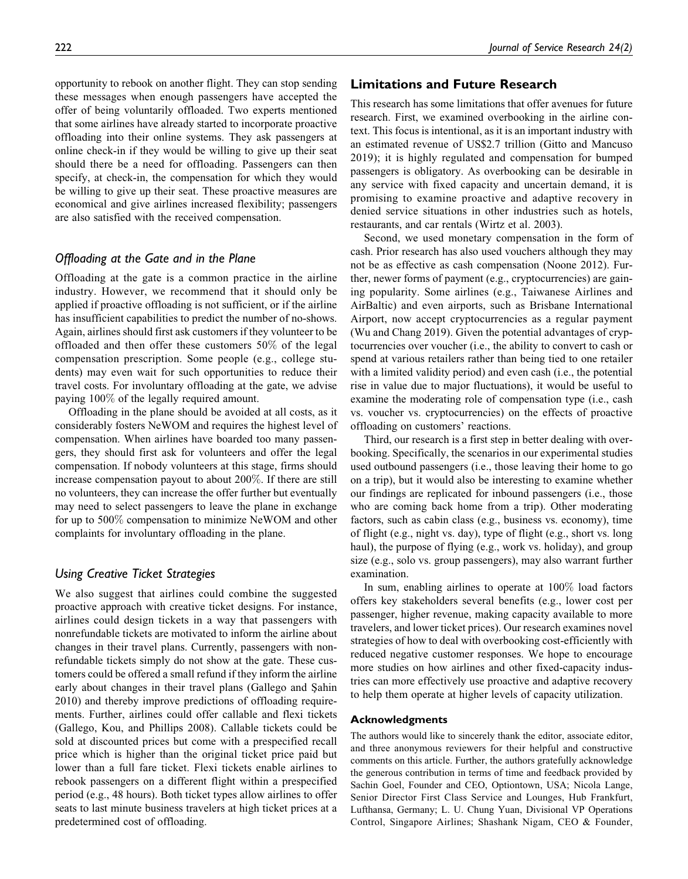opportunity to rebook on another flight. They can stop sending these messages when enough passengers have accepted the offer of being voluntarily offloaded. Two experts mentioned that some airlines have already started to incorporate proactive offloading into their online systems. They ask passengers at online check-in if they would be willing to give up their seat should there be a need for offloading. Passengers can then specify, at check-in, the compensation for which they would be willing to give up their seat. These proactive measures are economical and give airlines increased flexibility; passengers are also satisfied with the received compensation.

### *Offloading at the Gate and in the Plane*

Offloading at the gate is a common practice in the airline industry. However, we recommend that it should only be applied if proactive offloading is not sufficient, or if the airline has insufficient capabilities to predict the number of no-shows. Again, airlines should first ask customers if they volunteer to be offloaded and then offer these customers 50% of the legal compensation prescription. Some people (e.g., college students) may even wait for such opportunities to reduce their travel costs. For involuntary offloading at the gate, we advise paying 100% of the legally required amount.

Offloading in the plane should be avoided at all costs, as it considerably fosters NeWOM and requires the highest level of compensation. When airlines have boarded too many passengers, they should first ask for volunteers and offer the legal compensation. If nobody volunteers at this stage, firms should increase compensation payout to about 200%. If there are still no volunteers, they can increase the offer further but eventually may need to select passengers to leave the plane in exchange for up to 500% compensation to minimize NeWOM and other complaints for involuntary offloading in the plane.

### *Using Creative Ticket Strategies*

We also suggest that airlines could combine the suggested proactive approach with creative ticket designs. For instance, airlines could design tickets in a way that passengers with nonrefundable tickets are motivated to inform the airline about changes in their travel plans. Currently, passengers with nonrefundable tickets simply do not show at the gate. These customers could be offered a small refund if they inform the airline early about changes in their travel plans (Gallego and Şahin 2010) and thereby improve predictions of offloading requirements. Further, airlines could offer callable and flexi tickets (Gallego, Kou, and Phillips 2008). Callable tickets could be sold at discounted prices but come with a prespecified recall price which is higher than the original ticket price paid but lower than a full fare ticket. Flexi tickets enable airlines to rebook passengers on a different flight within a prespecified period (e.g., 48 hours). Both ticket types allow airlines to offer seats to last minute business travelers at high ticket prices at a predetermined cost of offloading.

## Limitations and Future Research

This research has some limitations that offer avenues for future research. First, we examined overbooking in the airline context. This focus is intentional, as it is an important industry with an estimated revenue of US$2.7 trillion (Gitto and Mancuso 2019); it is highly regulated and compensation for bumped passengers is obligatory. As overbooking can be desirable in any service with fixed capacity and uncertain demand, it is promising to examine proactive and adaptive recovery in denied service situations in other industries such as hotels, restaurants, and car rentals (Wirtz et al. 2003).

Second, we used monetary compensation in the form of cash. Prior research has also used vouchers although they may not be as effective as cash compensation (Noone 2012). Further, newer forms of payment (e.g., cryptocurrencies) are gaining popularity. Some airlines (e.g., Taiwanese Airlines and AirBaltic) and even airports, such as Brisbane International Airport, now accept cryptocurrencies as a regular payment (Wu and Chang 2019). Given the potential advantages of cryptocurrencies over voucher (i.e., the ability to convert to cash or spend at various retailers rather than being tied to one retailer with a limited validity period) and even cash (i.e., the potential rise in value due to major fluctuations), it would be useful to examine the moderating role of compensation type (i.e., cash vs. voucher vs. cryptocurrencies) on the effects of proactive offloading on customers' reactions.

Third, our research is a first step in better dealing with overbooking. Specifically, the scenarios in our experimental studies used outbound passengers (i.e., those leaving their home to go on a trip), but it would also be interesting to examine whether our findings are replicated for inbound passengers (i.e., those who are coming back home from a trip). Other moderating factors, such as cabin class (e.g., business vs. economy), time of flight (e.g., night vs. day), type of flight (e.g., short vs. long haul), the purpose of flying (e.g., work vs. holiday), and group size (e.g., solo vs. group passengers), may also warrant further examination.

In sum, enabling airlines to operate at 100% load factors offers key stakeholders several benefits (e.g., lower cost per passenger, higher revenue, making capacity available to more travelers, and lower ticket prices). Our research examines novel strategies of how to deal with overbooking cost-efficiently with reduced negative customer responses. We hope to encourage more studies on how airlines and other fixed-capacity industries can more effectively use proactive and adaptive recovery to help them operate at higher levels of capacity utilization.

### Acknowledgments

The authors would like to sincerely thank the editor, associate editor, and three anonymous reviewers for their helpful and constructive comments on this article. Further, the authors gratefully acknowledge the generous contribution in terms of time and feedback provided by Sachin Goel, Founder and CEO, Optiontown, USA; Nicola Lange, Senior Director First Class Service and Lounges, Hub Frankfurt, Lufthansa, Germany; L. U. Chung Yuan, Divisional VP Operations Control, Singapore Airlines; Shashank Nigam, CEO & Founder,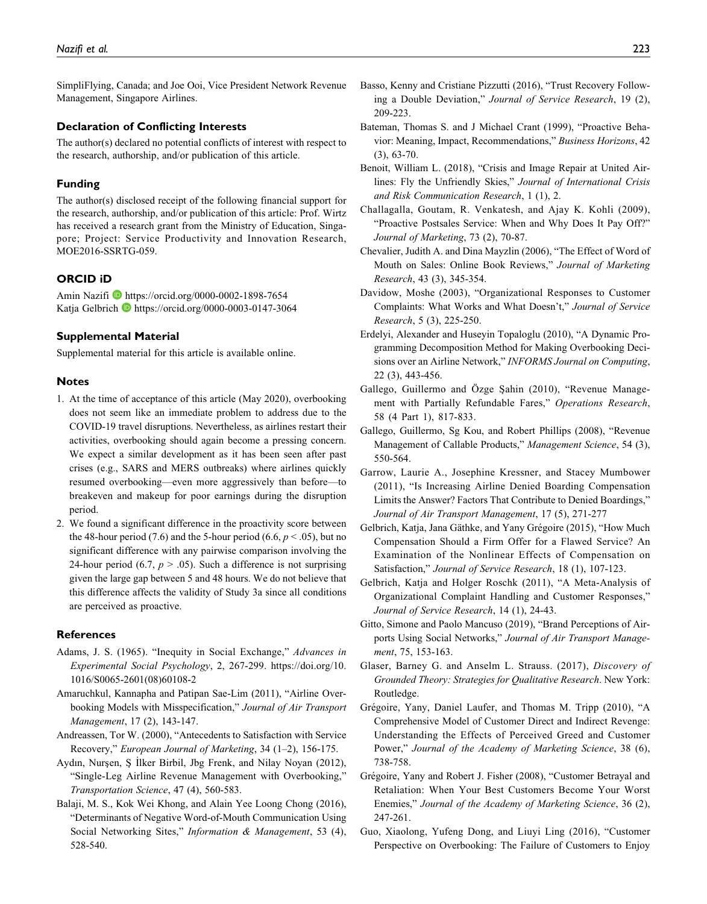SimpliFlying, Canada; and Joe Ooi, Vice President Network Revenue Management, Singapore Airlines.

## Declaration of Conflicting Interests

The author(s) declared no potential conflicts of interest with respect to the research, authorship, and/or publication of this article.

## Funding

The author(s) disclosed receipt of the following financial support for the research, authorship, and/or publication of this article: Prof. Wirtz has received a research grant from the Ministry of Education, Singapore; Project: Service Productivity and Innovation Research, MOE2016-SSRTG-059.

## ORCID iD

Amin Nazifi https://orcid.org/0000-0002-1898-7654
Katja Gelbrich https://orcid.org/0000-0003-0147-3064

## Supplemental Material

Supplemental material for this article is available online.

## Notes

1. At the time of acceptance of this article (May 2020), overbooking does not seem like an immediate problem to address due to the COVID-19 travel disruptions. Nevertheless, as airlines restart their activities, overbooking should again become a pressing concern. We expect a similar development as it has been seen after past crises (e.g., SARS and MERS outbreaks) where airlines quickly resumed overbooking—even more aggressively than before—to breakeven and makeup for poor earnings during the disruption period.
2. We found a significant difference in the proactivity score between the 48-hour period (7.6) and the 5-hour period (6.6, $p < .05$), but no significant difference with any pairwise comparison involving the 24-hour period (6.7, $p > .05$). Such a difference is not surprising given the large gap between 5 and 48 hours. We do not believe that this difference affects the validity of Study 3a since all conditions are perceived as proactive.

## References

Adams, J. S. (1965). "Inequity in Social Exchange," *Advances in Experimental Social Psychology*, 2, 267-299. https://doi.org/10.1016/S0065-2601(08)60108-2

Amaruchkul, Kannapha and Patipan Sae-Lim (2011), "Airline Overbooking Models with Misspecification," *Journal of Air Transport Management*, 17 (2), 143-147.

Andreassen, Tor W. (2000), "Antecedents to Satisfaction with Service Recovery," *European Journal of Marketing*, 34 (1–2), 156-175.

Aydın, Nurşen, Ş İlker Birbil, Jbg Frenk, and Nilay Noyan (2012), "Single-Leg Airline Revenue Management with Overbooking," *Transportation Science*, 47 (4), 560-583.

Balaji, M. S., Kok Wei Khong, and Alain Yee Loong Chong (2016), "Determinants of Negative Word-of-Mouth Communication Using Social Networking Sites," *Information & Management*, 53 (4), 528-540.

Basso, Kenny and Cristiane Pizzutti (2016), "Trust Recovery Following a Double Deviation," *Journal of Service Research*, 19 (2), 209-223.

Bateman, Thomas S. and J Michael Crant (1999), "Proactive Behavior: Meaning, Impact, Recommendations," *Business Horizons*, 42 (3), 63-70.

Benoit, William L. (2018), "Crisis and Image Repair at United Airlines: Fly the Unfriendly Skies," *Journal of International Crisis and Risk Communication Research*, 1 (1), 2.

Challagalla, Goutam, R. Venkatesh, and Ajay K. Kohli (2009), "Proactive Postsales Service: When and Why Does It Pay Off?" *Journal of Marketing*, 73 (2), 70-87.

Chevalier, Judith A. and Dina Mayzlin (2006), "The Effect of Word of Mouth on Sales: Online Book Reviews," *Journal of Marketing Research*, 43 (3), 345-354.

Davidow, Moshe (2003), "Organizational Responses to Customer Complaints: What Works and What Doesn't," *Journal of Service Research*, 5 (3), 225-250.

Erdelyi, Alexander and Huseyin Topaloglu (2010), "A Dynamic Programming Decomposition Method for Making Overbooking Decisions over an Airline Network," *INFORMS Journal on Computing*, 22 (3), 443-456.

Gallego, Guillermo and Özge Şahin (2010), "Revenue Management with Partially Refundable Fares," *Operations Research*, 58 (4 Part 1), 817-833.

Gallego, Guillermo, Sg Kou, and Robert Phillips (2008), "Revenue Management of Callable Products," *Management Science*, 54 (3), 550-564.

Garrow, Laurie A., Josephine Kressner, and Stacey Mumbower (2011), "Is Increasing Airline Denied Boarding Compensation Limits the Answer? Factors That Contribute to Denied Boardings," *Journal of Air Transport Management*, 17 (5), 271-277

Gelbrich, Katja, Jana Gäthke, and Yany Grégoire (2015), "How Much Compensation Should a Firm Offer for a Flawed Service? An Examination of the Nonlinear Effects of Compensation on Satisfaction," *Journal of Service Research*, 18 (1), 107-123.

Gelbrich, Katja and Holger Roschk (2011), "A Meta-Analysis of Organizational Complaint Handling and Customer Responses," *Journal of Service Research*, 14 (1), 24-43.

Gitto, Simone and Paolo Mancuso (2019), "Brand Perceptions of Airports Using Social Networks," *Journal of Air Transport Management*, 75, 153-163.

Glaser, Barney G. and Anselm L. Strauss. (2017), *Discovery of Grounded Theory: Strategies for Qualitative Research*. New York: Routledge.

Grégoire, Yany, Daniel Laufer, and Thomas M. Tripp (2010), "A Comprehensive Model of Customer Direct and Indirect Revenge: Understanding the Effects of Perceived Greed and Customer Power," *Journal of the Academy of Marketing Science*, 38 (6), 738-758.

Grégoire, Yany and Robert J. Fisher (2008), "Customer Betrayal and Retaliation: When Your Best Customers Become Your Worst Enemies," *Journal of the Academy of Marketing Science*, 36 (2), 247-261.

Guo, Xiaolong, Yufeng Dong, and Liuyi Ling (2016), "Customer Perspective on Overbooking: The Failure of Customers to Enjoy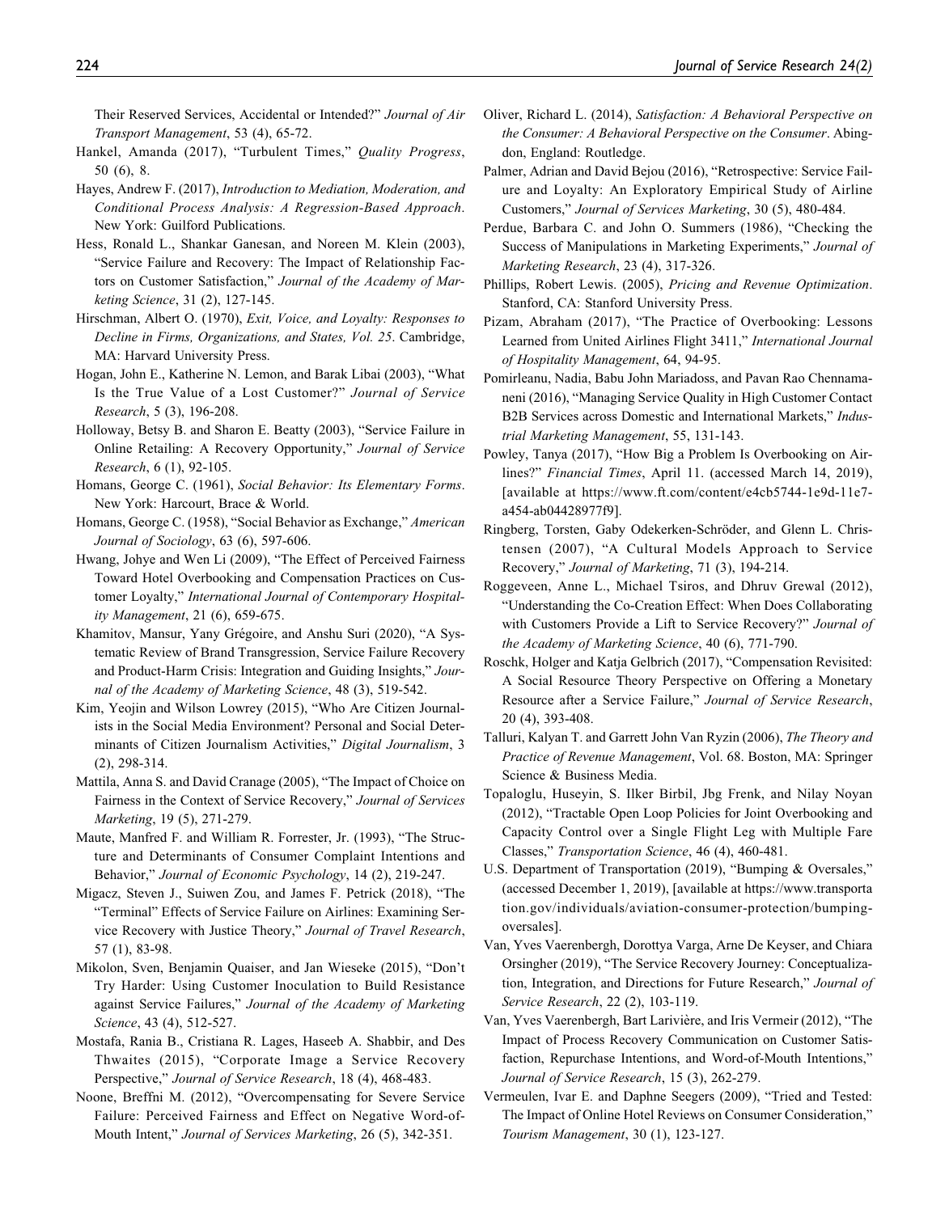Their Reserved Services, Accidental or Intended?" *Journal of Air Transport Management*, 53 (4), 65-72.

Hankel, Amanda (2017), "Turbulent Times," *Quality Progress*, 50 (6), 8.

Hayes, Andrew F. (2017), *Introduction to Mediation, Moderation, and Conditional Process Analysis: A Regression-Based Approach*. New York: Guilford Publications.

Hess, Ronald L., Shankar Ganesan, and Noreen M. Klein (2003), "Service Failure and Recovery: The Impact of Relationship Factors on Customer Satisfaction," *Journal of the Academy of Marketing Science*, 31 (2), 127-145.

Hirschman, Albert O. (1970), *Exit, Voice, and Loyalty: Responses to Decline in Firms, Organizations, and States, Vol. 25*. Cambridge, MA: Harvard University Press.

Hogan, John E., Katherine N. Lemon, and Barak Libai (2003), "What Is the True Value of a Lost Customer?" *Journal of Service Research*, 5 (3), 196-208.

Holloway, Betsy B. and Sharon E. Beatty (2003), "Service Failure in Online Retailing: A Recovery Opportunity," *Journal of Service Research*, 6 (1), 92-105.

Homans, George C. (1961), *Social Behavior: Its Elementary Forms*. New York: Harcourt, Brace & World.

Homans, George C. (1958), "Social Behavior as Exchange," *American Journal of Sociology*, 63 (6), 597-606.

Hwang, Johye and Wen Li (2009), "The Effect of Perceived Fairness Toward Hotel Overbooking and Compensation Practices on Customer Loyalty," *International Journal of Contemporary Hospitality Management*, 21 (6), 659-675.

Khamitov, Mansur, Yany Grégoire, and Anshu Suri (2020), "A Systematic Review of Brand Transgression, Service Failure Recovery and Product-Harm Crisis: Integration and Guiding Insights," *Journal of the Academy of Marketing Science*, 48 (3), 519-542.

Kim, Yeojin and Wilson Lowrey (2015), "Who Are Citizen Journalists in the Social Media Environment? Personal and Social Determinants of Citizen Journalism Activities," *Digital Journalism*, 3 (2), 298-314.

Mattila, Anna S. and David Cranage (2005), "The Impact of Choice on Fairness in the Context of Service Recovery," *Journal of Services Marketing*, 19 (5), 271-279.

Maute, Manfred F. and William R. Forrester, Jr. (1993), "The Structure and Determinants of Consumer Complaint Intentions and Behavior," *Journal of Economic Psychology*, 14 (2), 219-247.

Migacz, Steven J., Suiwen Zou, and James F. Petrick (2018), "The "Terminal" Effects of Service Failure on Airlines: Examining Service Recovery with Justice Theory," *Journal of Travel Research*, 57 (1), 83-98.

Mikolon, Sven, Benjamin Quaiser, and Jan Wieseke (2015), "Don't Try Harder: Using Customer Inoculation to Build Resistance against Service Failures," *Journal of the Academy of Marketing Science*, 43 (4), 512-527.

Mostafa, Rania B., Cristiana R. Lages, Haseeb A. Shabbir, and Des Thwaites (2015), "Corporate Image a Service Recovery Perspective," *Journal of Service Research*, 18 (4), 468-483.

Noone, Breffni M. (2012), "Overcompensating for Severe Service Failure: Perceived Fairness and Effect on Negative Word-of-Mouth Intent," *Journal of Services Marketing*, 26 (5), 342-351.

Oliver, Richard L. (2014), *Satisfaction: A Behavioral Perspective on the Consumer: A Behavioral Perspective on the Consumer*. Abingdon, England: Routledge.

Palmer, Adrian and David Bejou (2016), "Retrospective: Service Failure and Loyalty: An Exploratory Empirical Study of Airline Customers," *Journal of Services Marketing*, 30 (5), 480-484.

Perdue, Barbara C. and John O. Summers (1986), "Checking the Success of Manipulations in Marketing Experiments," *Journal of Marketing Research*, 23 (4), 317-326.

Phillips, Robert Lewis. (2005), *Pricing and Revenue Optimization*. Stanford, CA: Stanford University Press.

Pizam, Abraham (2017), "The Practice of Overbooking: Lessons Learned from United Airlines Flight 3411," *International Journal of Hospitality Management*, 64, 94-95.

Pomirleanu, Nadia, Babu John Mariadoss, and Pavan Rao Chennamaneni (2016), "Managing Service Quality in High Customer Contact B2B Services across Domestic and International Markets," *Industrial Marketing Management*, 55, 131-143.

Powley, Tanya (2017), "How Big a Problem Is Overbooking on Airlines?" *Financial Times*, April 11. (accessed March 14, 2019), [available at https://www.ft.com/content/e4cb5744-1e9d-11e7-a454-ab04428977f9].

Ringberg, Torsten, Gaby Odekerken-Schröder, and Glenn L. Christensen (2007), "A Cultural Models Approach to Service Recovery," *Journal of Marketing*, 71 (3), 194-214.

Roggeveen, Anne L., Michael Tsiros, and Dhruv Grewal (2012), "Understanding the Co-Creation Effect: When Does Collaborating with Customers Provide a Lift to Service Recovery?" *Journal of the Academy of Marketing Science*, 40 (6), 771-790.

Roschk, Holger and Katja Gelbrich (2017), "Compensation Revisited: A Social Resource Theory Perspective on Offering a Monetary Resource after a Service Failure," *Journal of Service Research*, 20 (4), 393-408.

Talluri, Kalyan T. and Garrett John Van Ryzin (2006), *The Theory and Practice of Revenue Management*, Vol. 68. Boston, MA: Springer Science & Business Media.

Topaloglu, Huseyin, S. Ilker Birbil, Jbg Frenk, and Nilay Noyan (2012), "Tractable Open Loop Policies for Joint Overbooking and Capacity Control over a Single Flight Leg with Multiple Fare Classes," *Transportation Science*, 46 (4), 460-481.

U.S. Department of Transportation (2019), "Bumping & Oversales," (accessed December 1, 2019), [available at https://www.transportation.gov/individuals/aviation-consumer-protection/bumping-oversales].

Van, Yves Vaerenbergh, Dorottya Varga, Arne De Keyser, and Chiara Orsingher (2019), "The Service Recovery Journey: Conceptualization, Integration, and Directions for Future Research," *Journal of Service Research*, 22 (2), 103-119.

Van, Yves Vaerenbergh, Bart Larivière, and Iris Vermeir (2012), "The Impact of Process Recovery Communication on Customer Satisfaction, Repurchase Intentions, and Word-of-Mouth Intentions," *Journal of Service Research*, 15 (3), 262-279.

Vermeulen, Ivar E. and Daphne Seegers (2009), "Tried and Tested: The Impact of Online Hotel Reviews on Consumer Consideration," *Tourism Management*, 30 (1), 123-127.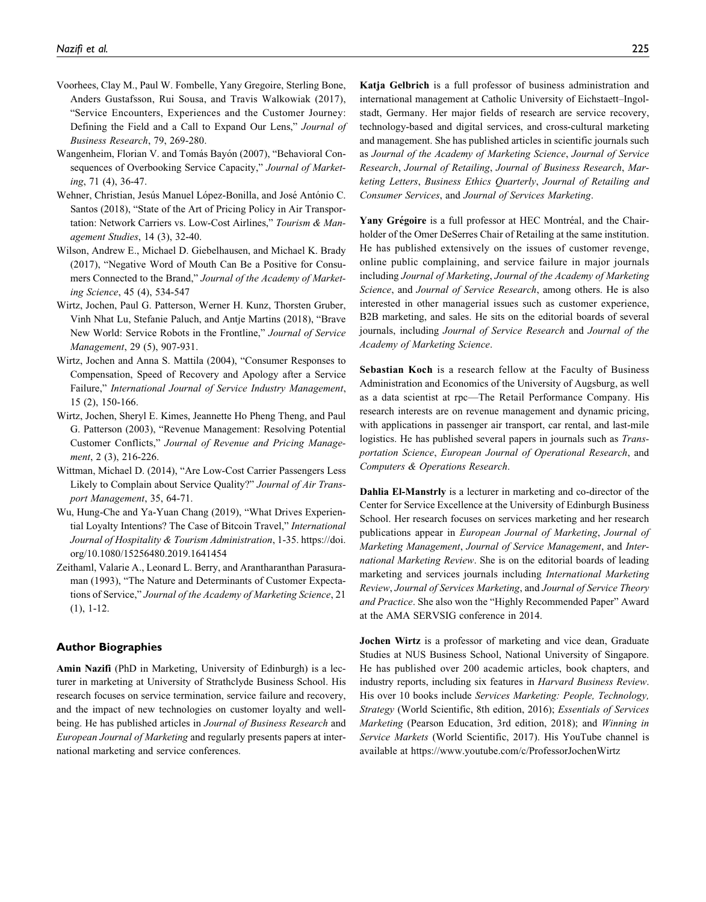Voorhees, Clay M., Paul W. Fombelle, Yany Gregoire, Sterling Bone, Anders Gustafsson, Rui Sousa, and Travis Walkowiak (2017), "Service Encounters, Experiences and the Customer Journey: Defining the Field and a Call to Expand Our Lens," *Journal of Business Research*, 79, 269-280.

Wangenheim, Florian V. and Tomás Bayón (2007), "Behavioral Consequences of Overbooking Service Capacity," *Journal of Marketing*, 71 (4), 36-47.

Wehner, Christian, Jesús Manuel López-Bonilla, and José António C. Santos (2018), "State of the Art of Pricing Policy in Air Transportation: Network Carriers vs. Low-Cost Airlines," *Tourism & Management Studies*, 14 (3), 32-40.

Wilson, Andrew E., Michael D. Giebelhausen, and Michael K. Brady (2017), "Negative Word of Mouth Can Be a Positive for Consumers Connected to the Brand," *Journal of the Academy of Marketing Science*, 45 (4), 534-547

Wirtz, Jochen, Paul G. Patterson, Werner H. Kunz, Thorsten Gruber, Vinh Nhat Lu, Stefanie Paluch, and Antje Martins (2018), "Brave New World: Service Robots in the Frontline," *Journal of Service Management*, 29 (5), 907-931.

Wirtz, Jochen and Anna S. Mattila (2004), "Consumer Responses to Compensation, Speed of Recovery and Apology after a Service Failure," *International Journal of Service Industry Management*, 15 (2), 150-166.

Wirtz, Jochen, Sheryl E. Kimes, Jeannette Ho Pheng Theng, and Paul G. Patterson (2003), "Revenue Management: Resolving Potential Customer Conflicts," *Journal of Revenue and Pricing Management*, 2 (3), 216-226.

Wittman, Michael D. (2014), "Are Low-Cost Carrier Passengers Less Likely to Complain about Service Quality?" *Journal of Air Transport Management*, 35, 64-71.

Wu, Hung-Che and Ya-Yuan Chang (2019), "What Drives Experiential Loyalty Intentions? The Case of Bitcoin Travel," *International Journal of Hospitality & Tourism Administration*, 1-35. https://doi.org/10.1080/15256480.2019.1641454

Zeithaml, Valarie A., Leonard L. Berry, and Arantharanthan Parasuraman (1993), "The Nature and Determinants of Customer Expectations of Service," *Journal of the Academy of Marketing Science*, 21 (1), 1-12.

### Author Biographies

**Amin Nazifi** (PhD in Marketing, University of Edinburgh) is a lecturer in marketing at University of Strathclyde Business School. His research focuses on service termination, service failure and recovery, and the impact of new technologies on customer loyalty and wellbeing. He has published articles in *Journal of Business Research* and *European Journal of Marketing* and regularly presents papers at international marketing and service conferences.

**Katja Gelbrich** is a full professor of business administration and international management at Catholic University of Eichstaett–Ingolstadt, Germany. Her major fields of research are service recovery, technology-based and digital services, and cross-cultural marketing and management. She has published articles in scientific journals such as *Journal of the Academy of Marketing Science*, *Journal of Service Research*, *Journal of Retailing*, *Journal of Business Research*, *Marketing Letters*, *Business Ethics Quarterly*, *Journal of Retailing and Consumer Services*, and *Journal of Services Marketing*.

**Yany Grégoire** is a full professor at HEC Montréal, and the Chairholder of the Omer DeSerres Chair of Retailing at the same institution. He has published extensively on the issues of customer revenge, online public complaining, and service failure in major journals including *Journal of Marketing*, *Journal of the Academy of Marketing Science*, and *Journal of Service Research*, among others. He is also interested in other managerial issues such as customer experience, B2B marketing, and sales. He sits on the editorial boards of several journals, including *Journal of Service Research* and *Journal of the Academy of Marketing Science*.

**Sebastian Koch** is a research fellow at the Faculty of Business Administration and Economics of the University of Augsburg, as well as a data scientist at rpc—The Retail Performance Company. His research interests are on revenue management and dynamic pricing, with applications in passenger air transport, car rental, and last-mile logistics. He has published several papers in journals such as *Transportation Science*, *European Journal of Operational Research*, and *Computers & Operations Research*.

**Dahlia El-Manstrly** is a lecturer in marketing and co-director of the Center for Service Excellence at the University of Edinburgh Business School. Her research focuses on services marketing and her research publications appear in *European Journal of Marketing*, *Journal of Marketing Management*, *Journal of Service Management*, and *International Marketing Review*. She is on the editorial boards of leading marketing and services journals including *International Marketing Review*, *Journal of Services Marketing*, and *Journal of Service Theory and Practice*. She also won the "Highly Recommended Paper" Award at the AMA SERVSIG conference in 2014.

**Jochen Wirtz** is a professor of marketing and vice dean, Graduate Studies at NUS Business School, National University of Singapore. He has published over 200 academic articles, book chapters, and industry reports, including six features in *Harvard Business Review*. His over 10 books include *Services Marketing: People, Technology, Strategy* (World Scientific, 8th edition, 2016); *Essentials of Services Marketing* (Pearson Education, 3rd edition, 2018); and *Winning in Service Markets* (World Scientific, 2017). His YouTube channel is available at https://www.youtube.com/c/ProfessorJochenWirtz